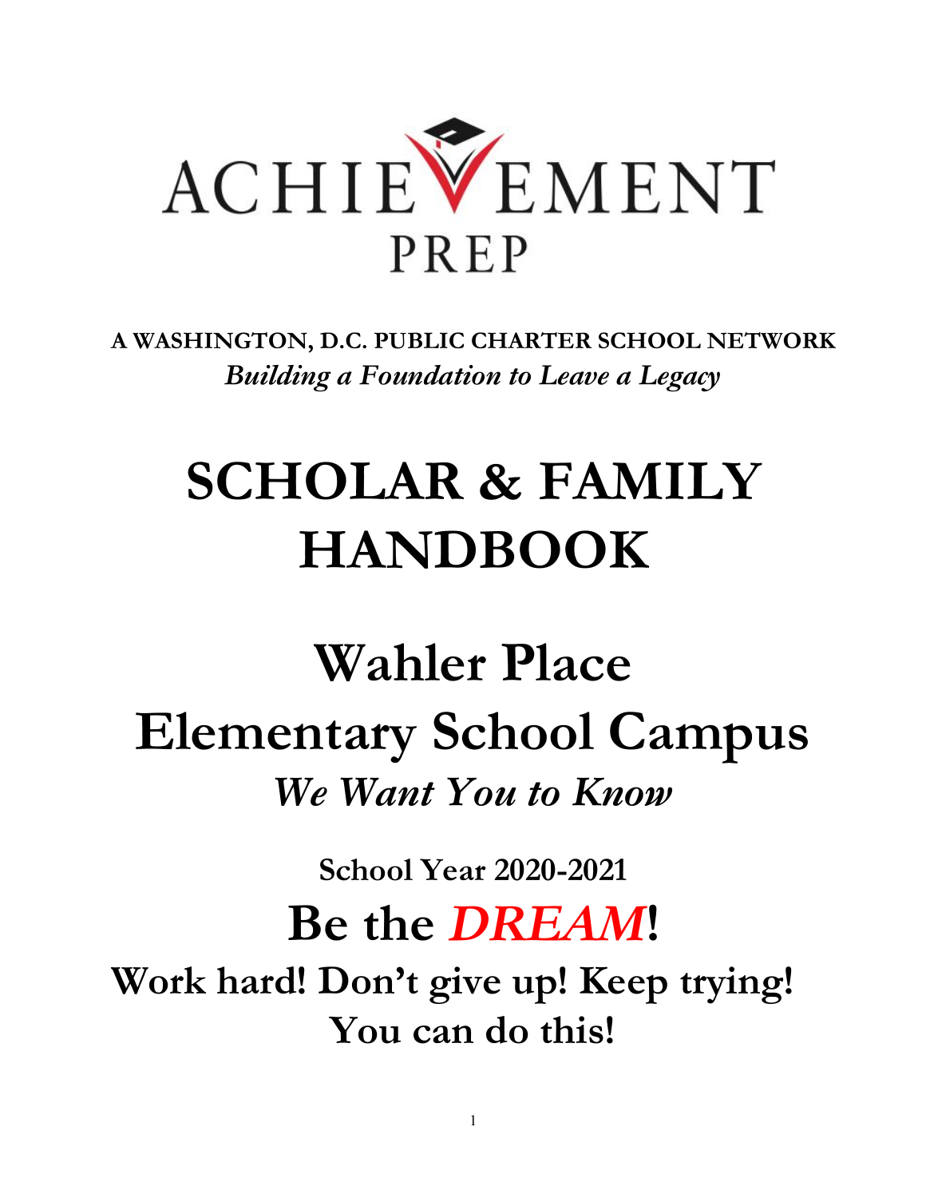# ACHIEVEMENT PREP

**A WASHINGTON, D.C. PUBLIC CHARTER SCHOOL NETWORK**

***Building a Foundation to Leave a Legacy***

# SCHOLAR & FAMILY HANDBOOK

# Wahler Place Elementary School Campus

## *We Want You to Know*

**School Year 2020-2021**

## Be the *DREAM*!

**Work hard! Don't give up! Keep trying! You can do this!**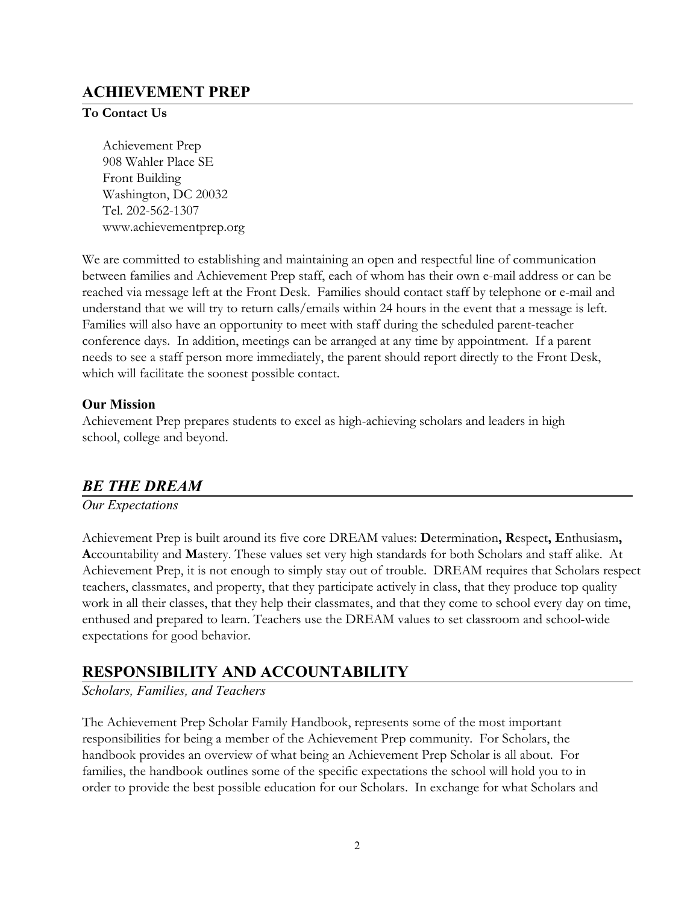## ACHIEVEMENT PREP

**To Contact Us**

Achievement Prep
908 Wahler Place SE
Front Building
Washington, DC 20032
Tel. 202-562-1307
www.achievementprep.org

We are committed to establishing and maintaining an open and respectful line of communication between families and Achievement Prep staff, each of whom has their own e-mail address or can be reached via message left at the Front Desk. Families should contact staff by telephone or e-mail and understand that we will try to return calls/emails within 24 hours in the event that a message is left. Families will also have an opportunity to meet with staff during the scheduled parent-teacher conference days. In addition, meetings can be arranged at any time by appointment. If a parent needs to see a staff person more immediately, the parent should report directly to the Front Desk, which will facilitate the soonest possible contact.

### Our Mission

Achievement Prep prepares students to excel as high-achieving scholars and leaders in high school, college and beyond.

## *BE THE DREAM*

*Our Expectations*

Achievement Prep is built around its five core DREAM values: **D**etermination**, R**espect**, E**nthusiasm**, A**ccountability and **M**astery. These values set very high standards for both Scholars and staff alike. At Achievement Prep, it is not enough to simply stay out of trouble. DREAM requires that Scholars respect teachers, classmates, and property, that they participate actively in class, that they produce top quality work in all their classes, that they help their classmates, and that they come to school every day on time, enthused and prepared to learn. Teachers use the DREAM values to set classroom and school-wide expectations for good behavior.

## RESPONSIBILITY AND ACCOUNTABILITY

*Scholars, Families, and Teachers*

The Achievement Prep Scholar Family Handbook, represents some of the most important responsibilities for being a member of the Achievement Prep community. For Scholars, the handbook provides an overview of what being an Achievement Prep Scholar is all about. For families, the handbook outlines some of the specific expectations the school will hold you to in order to provide the best possible education for our Scholars. In exchange for what Scholars and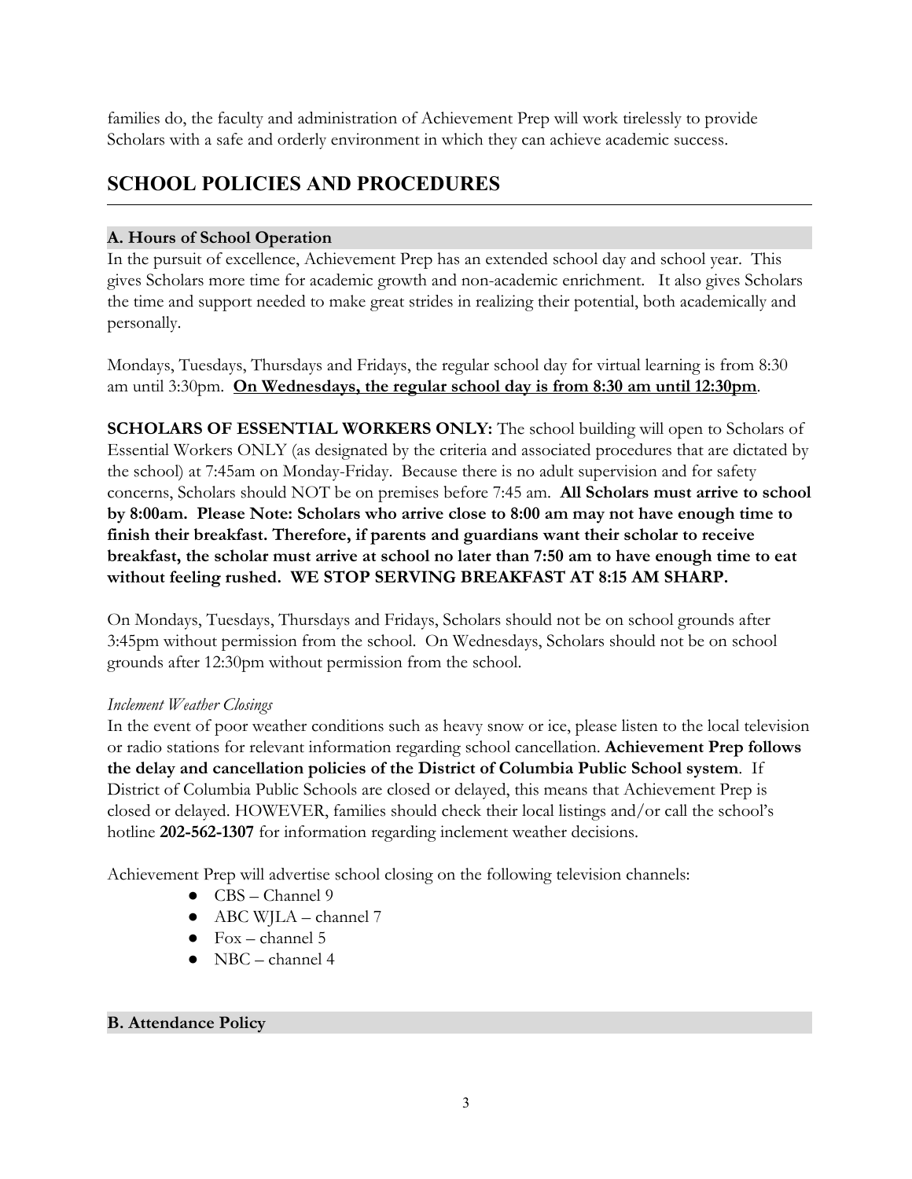families do, the faculty and administration of Achievement Prep will work tirelessly to provide Scholars with a safe and orderly environment in which they can achieve academic success.

## SCHOOL POLICIES AND PROCEDURES

### A. Hours of School Operation

In the pursuit of excellence, Achievement Prep has an extended school day and school year. This gives Scholars more time for academic growth and non-academic enrichment. It also gives Scholars the time and support needed to make great strides in realizing their potential, both academically and personally.

Mondays, Tuesdays, Thursdays and Fridays, the regular school day for virtual learning is from 8:30 am until 3:30pm. **<u>On Wednesdays, the regular school day is from 8:30 am until 12:30pm</u>**.

**SCHOLARS OF ESSENTIAL WORKERS ONLY:** The school building will open to Scholars of Essential Workers ONLY (as designated by the criteria and associated procedures that are dictated by the school) at 7:45am on Monday-Friday. Because there is no adult supervision and for safety concerns, Scholars should NOT be on premises before 7:45 am. **All Scholars must arrive to school by 8:00am. Please Note: Scholars who arrive close to 8:00 am may not have enough time to finish their breakfast. Therefore, if parents and guardians want their scholar to receive breakfast, the scholar must arrive at school no later than 7:50 am to have enough time to eat without feeling rushed. WE STOP SERVING BREAKFAST AT 8:15 AM SHARP.**

On Mondays, Tuesdays, Thursdays and Fridays, Scholars should not be on school grounds after 3:45pm without permission from the school. On Wednesdays, Scholars should not be on school grounds after 12:30pm without permission from the school.

*Inclement Weather Closings*

In the event of poor weather conditions such as heavy snow or ice, please listen to the local television or radio stations for relevant information regarding school cancellation. **Achievement Prep follows the delay and cancellation policies of the District of Columbia Public School system**. If District of Columbia Public Schools are closed or delayed, this means that Achievement Prep is closed or delayed. HOWEVER, families should check their local listings and/or call the school's hotline **202-562-1307** for information regarding inclement weather decisions.

Achievement Prep will advertise school closing on the following television channels:

- CBS – Channel 9
- ABC WJLA – channel 7
- Fox – channel 5
- NBC – channel 4

### B. Attendance Policy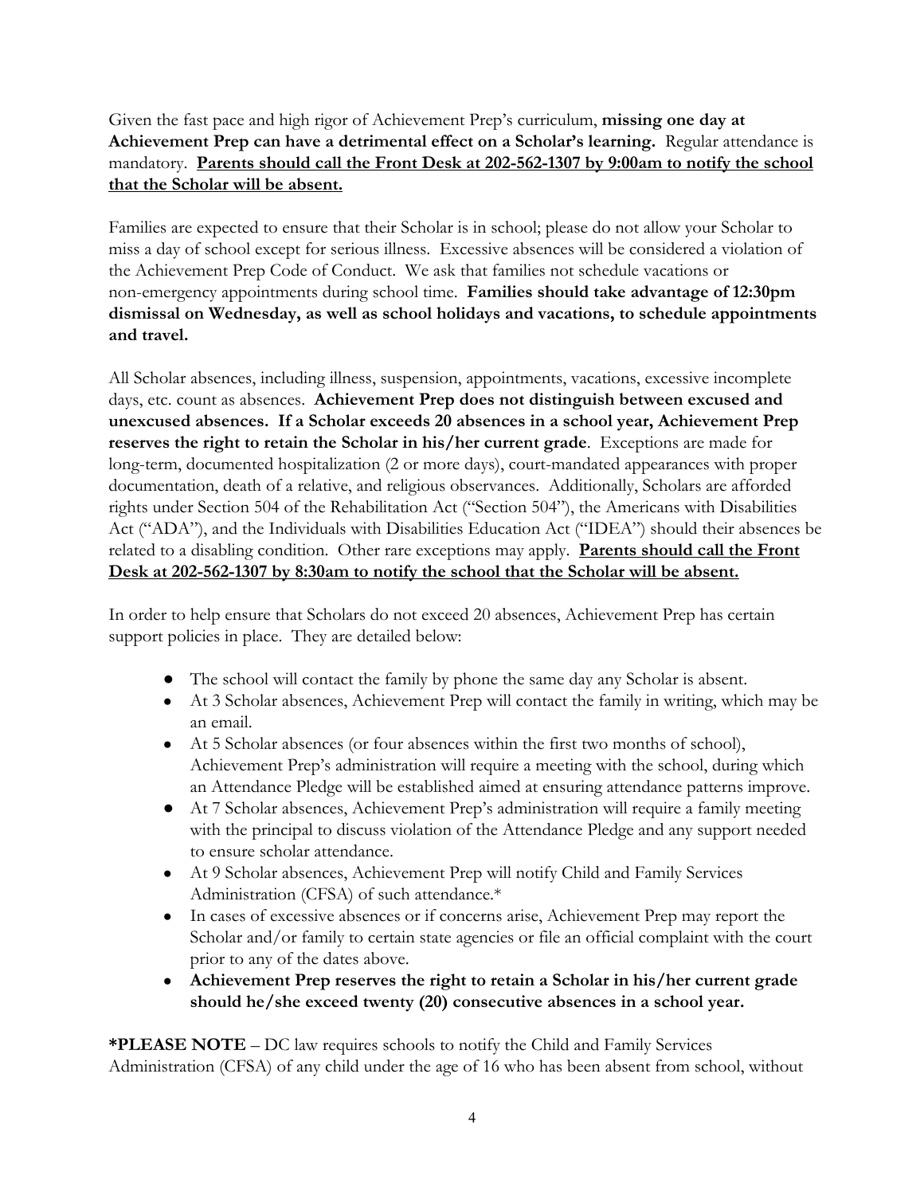Given the fast pace and high rigor of Achievement Prep's curriculum, **missing one day at Achievement Prep can have a detrimental effect on a Scholar's learning.** Regular attendance is mandatory. **Parents should call the Front Desk at 202-562-1307 by 9:00am to notify the school that the Scholar will be absent.**

Families are expected to ensure that their Scholar is in school; please do not allow your Scholar to miss a day of school except for serious illness. Excessive absences will be considered a violation of the Achievement Prep Code of Conduct. We ask that families not schedule vacations or non-emergency appointments during school time. **Families should take advantage of 12:30pm dismissal on Wednesday, as well as school holidays and vacations, to schedule appointments and travel.**

All Scholar absences, including illness, suspension, appointments, vacations, excessive incomplete days, etc. count as absences. **Achievement Prep does not distinguish between excused and unexcused absences. If a Scholar exceeds 20 absences in a school year, Achievement Prep reserves the right to retain the Scholar in his/her current grade**. Exceptions are made for long-term, documented hospitalization (2 or more days), court-mandated appearances with proper documentation, death of a relative, and religious observances. Additionally, Scholars are afforded rights under Section 504 of the Rehabilitation Act ("Section 504"), the Americans with Disabilities Act ("ADA"), and the Individuals with Disabilities Education Act ("IDEA") should their absences be related to a disabling condition. Other rare exceptions may apply. **Parents should call the Front Desk at 202-562-1307 by 8:30am to notify the school that the Scholar will be absent.**

In order to help ensure that Scholars do not exceed 20 absences, Achievement Prep has certain support policies in place. They are detailed below:

- The school will contact the family by phone the same day any Scholar is absent.
- At 3 Scholar absences, Achievement Prep will contact the family in writing, which may be an email.
- At 5 Scholar absences (or four absences within the first two months of school), Achievement Prep's administration will require a meeting with the school, during which an Attendance Pledge will be established aimed at ensuring attendance patterns improve.
- At 7 Scholar absences, Achievement Prep's administration will require a family meeting with the principal to discuss violation of the Attendance Pledge and any support needed to ensure scholar attendance.
- At 9 Scholar absences, Achievement Prep will notify Child and Family Services Administration (CFSA) of such attendance.*
- In cases of excessive absences or if concerns arise, Achievement Prep may report the Scholar and/or family to certain state agencies or file an official complaint with the court prior to any of the dates above.
- **Achievement Prep reserves the right to retain a Scholar in his/her current grade should he/she exceed twenty (20) consecutive absences in a school year.**

***PLEASE NOTE** – DC law requires schools to notify the Child and Family Services Administration (CFSA) of any child under the age of 16 who has been absent from school, without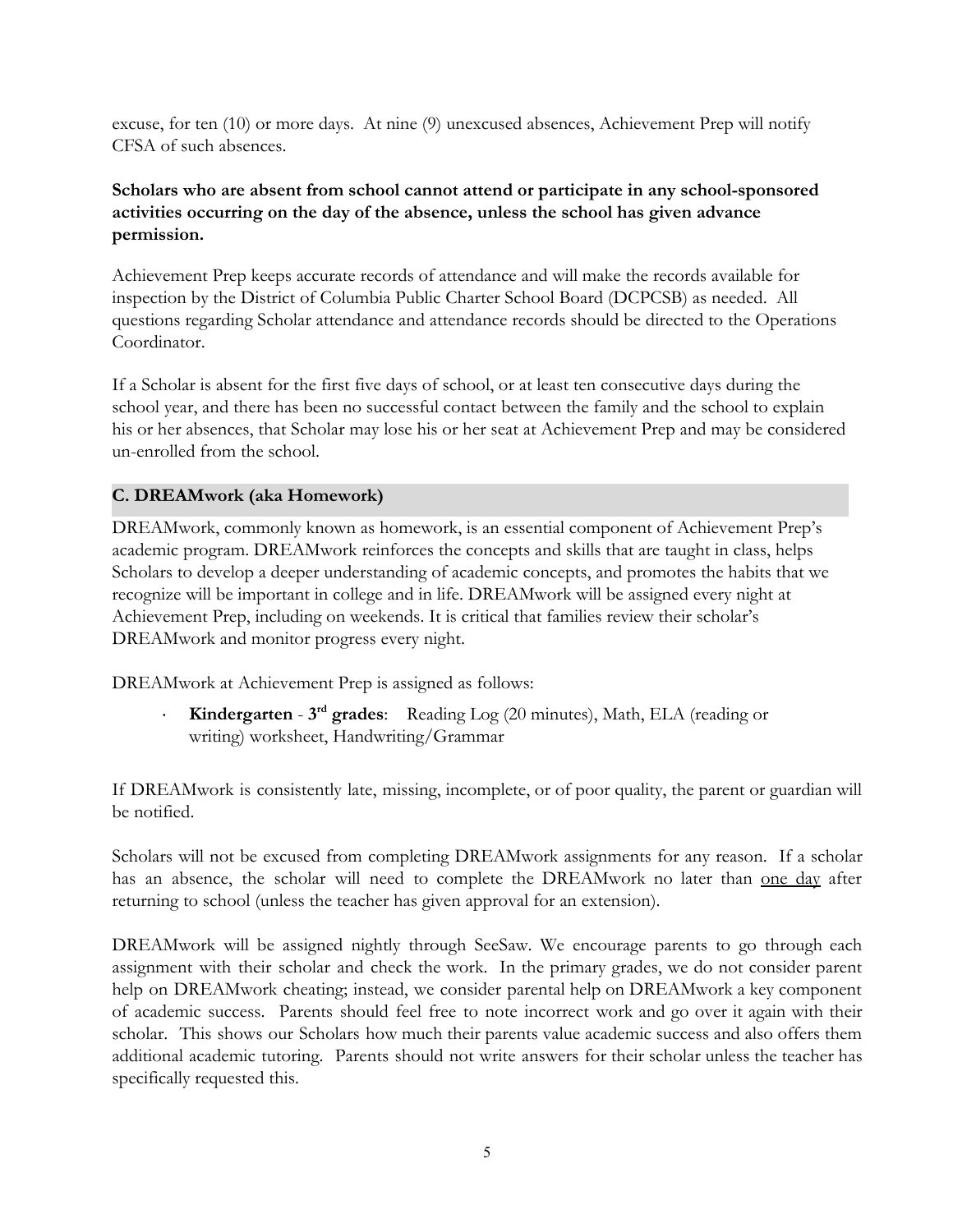excuse, for ten (10) or more days. At nine (9) unexcused absences, Achievement Prep will notify CFSA of such absences.

**Scholars who are absent from school cannot attend or participate in any school-sponsored activities occurring on the day of the absence, unless the school has given advance permission.**

Achievement Prep keeps accurate records of attendance and will make the records available for inspection by the District of Columbia Public Charter School Board (DCPCSB) as needed. All questions regarding Scholar attendance and attendance records should be directed to the Operations Coordinator.

If a Scholar is absent for the first five days of school, or at least ten consecutive days during the school year, and there has been no successful contact between the family and the school to explain his or her absences, that Scholar may lose his or her seat at Achievement Prep and may be considered un-enrolled from the school.

### C. DREAMwork (aka Homework)

DREAMwork, commonly known as homework, is an essential component of Achievement Prep's academic program. DREAMwork reinforces the concepts and skills that are taught in class, helps Scholars to develop a deeper understanding of academic concepts, and promotes the habits that we recognize will be important in college and in life. DREAMwork will be assigned every night at Achievement Prep, including on weekends. It is critical that families review their scholar's DREAMwork and monitor progress every night.

DREAMwork at Achievement Prep is assigned as follows:

- **Kindergarten - 3rd grades**: Reading Log (20 minutes), Math, ELA (reading or writing) worksheet, Handwriting/Grammar

If DREAMwork is consistently late, missing, incomplete, or of poor quality, the parent or guardian will be notified.

Scholars will not be excused from completing DREAMwork assignments for any reason. If a scholar has an absence, the scholar will need to complete the DREAMwork no later than one day after returning to school (unless the teacher has given approval for an extension).

DREAMwork will be assigned nightly through SeeSaw. We encourage parents to go through each assignment with their scholar and check the work. In the primary grades, we do not consider parent help on DREAMwork cheating; instead, we consider parental help on DREAMwork a key component of academic success. Parents should feel free to note incorrect work and go over it again with their scholar. This shows our Scholars how much their parents value academic success and also offers them additional academic tutoring. Parents should not write answers for their scholar unless the teacher has specifically requested this.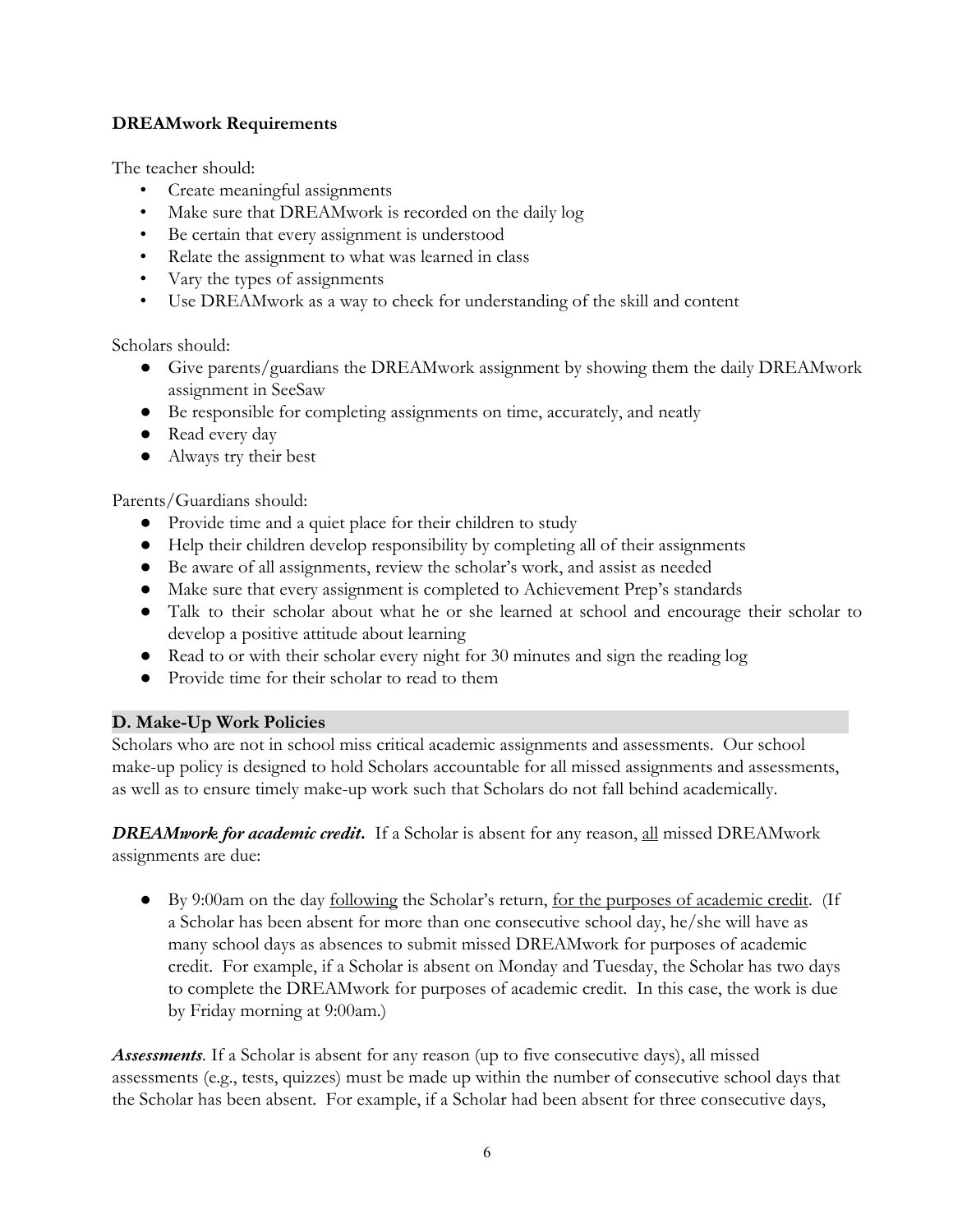**DREAMwork Requirements**

The teacher should:

- Create meaningful assignments
- Make sure that DREAMwork is recorded on the daily log
- Be certain that every assignment is understood
- Relate the assignment to what was learned in class
- Vary the types of assignments
- Use DREAMwork as a way to check for understanding of the skill and content

Scholars should:

- Give parents/guardians the DREAMwork assignment by showing them the daily DREAMwork assignment in SeeSaw
- Be responsible for completing assignments on time, accurately, and neatly
- Read every day
- Always try their best

Parents/Guardians should:

- Provide time and a quiet place for their children to study
- Help their children develop responsibility by completing all of their assignments
- Be aware of all assignments, review the scholar's work, and assist as needed
- Make sure that every assignment is completed to Achievement Prep's standards
- Talk to their scholar about what he or she learned at school and encourage their scholar to develop a positive attitude about learning
- Read to or with their scholar every night for 30 minutes and sign the reading log
- Provide time for their scholar to read to them

## D. Make-Up Work Policies

Scholars who are not in school miss critical academic assignments and assessments. Our school make-up policy is designed to hold Scholars accountable for all missed assignments and assessments, as well as to ensure timely make-up work such that Scholars do not fall behind academically.

***DREAMwork for academic credit*.** If a Scholar is absent for any reason, all missed DREAMwork assignments are due:

- By 9:00am on the day following the Scholar's return, for the purposes of academic credit. (If a Scholar has been absent for more than one consecutive school day, he/she will have as many school days as absences to submit missed DREAMwork for purposes of academic credit. For example, if a Scholar is absent on Monday and Tuesday, the Scholar has two days to complete the DREAMwork for purposes of academic credit. In this case, the work is due by Friday morning at 9:00am.)

***Assessments***. If a Scholar is absent for any reason (up to five consecutive days), all missed assessments (e.g., tests, quizzes) must be made up within the number of consecutive school days that the Scholar has been absent. For example, if a Scholar had been absent for three consecutive days,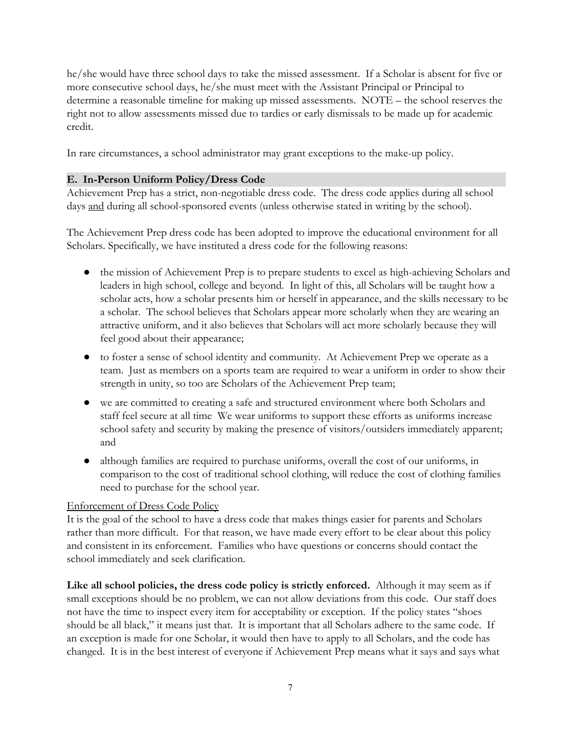he/she would have three school days to take the missed assessment. If a Scholar is absent for five or more consecutive school days, he/she must meet with the Assistant Principal or Principal to determine a reasonable timeline for making up missed assessments. NOTE – the school reserves the right not to allow assessments missed due to tardies or early dismissals to be made up for academic credit.

In rare circumstances, a school administrator may grant exceptions to the make-up policy.

### E. In-Person Uniform Policy/Dress Code

Achievement Prep has a strict, non-negotiable dress code. The dress code applies during all school days <u>and</u> during all school-sponsored events (unless otherwise stated in writing by the school).

The Achievement Prep dress code has been adopted to improve the educational environment for all Scholars. Specifically, we have instituted a dress code for the following reasons:

- the mission of Achievement Prep is to prepare students to excel as high-achieving Scholars and leaders in high school, college and beyond. In light of this, all Scholars will be taught how a scholar acts, how a scholar presents him or herself in appearance, and the skills necessary to be a scholar. The school believes that Scholars appear more scholarly when they are wearing an attractive uniform, and it also believes that Scholars will act more scholarly because they will feel good about their appearance;
- to foster a sense of school identity and community. At Achievement Prep we operate as a team. Just as members on a sports team are required to wear a uniform in order to show their strength in unity, so too are Scholars of the Achievement Prep team;
- we are committed to creating a safe and structured environment where both Scholars and staff feel secure at all time We wear uniforms to support these efforts as uniforms increase school safety and security by making the presence of visitors/outsiders immediately apparent; and
- although families are required to purchase uniforms, overall the cost of our uniforms, in comparison to the cost of traditional school clothing, will reduce the cost of clothing families need to purchase for the school year.

<u>Enforcement of Dress Code Policy</u>

It is the goal of the school to have a dress code that makes things easier for parents and Scholars rather than more difficult. For that reason, we have made every effort to be clear about this policy and consistent in its enforcement. Families who have questions or concerns should contact the school immediately and seek clarification.

**Like all school policies, the dress code policy is strictly enforced.** Although it may seem as if small exceptions should be no problem, we can not allow deviations from this code. Our staff does not have the time to inspect every item for acceptability or exception. If the policy states "shoes should be all black," it means just that. It is important that all Scholars adhere to the same code. If an exception is made for one Scholar, it would then have to apply to all Scholars, and the code has changed. It is in the best interest of everyone if Achievement Prep means what it says and says what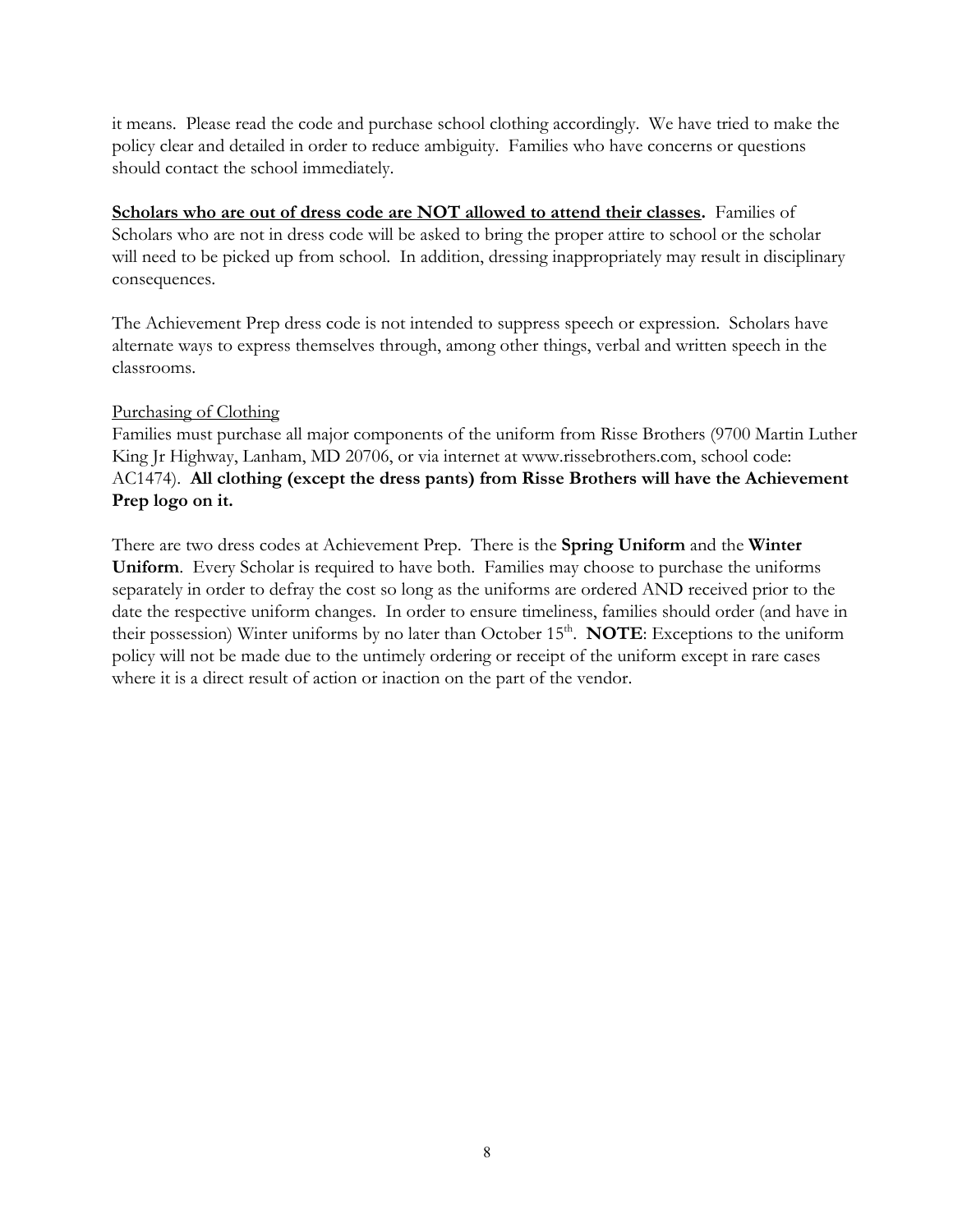it means. Please read the code and purchase school clothing accordingly. We have tried to make the policy clear and detailed in order to reduce ambiguity. Families who have concerns or questions should contact the school immediately.

**Scholars who are out of dress code are NOT allowed to attend their classes.** Families of Scholars who are not in dress code will be asked to bring the proper attire to school or the scholar will need to be picked up from school. In addition, dressing inappropriately may result in disciplinary consequences.

The Achievement Prep dress code is not intended to suppress speech or expression. Scholars have alternate ways to express themselves through, among other things, verbal and written speech in the classrooms.

Purchasing of Clothing

Families must purchase all major components of the uniform from Risse Brothers (9700 Martin Luther King Jr Highway, Lanham, MD 20706, or via internet at www.rissebrothers.com, school code: AC1474). **All clothing (except the dress pants) from Risse Brothers will have the Achievement Prep logo on it.**

There are two dress codes at Achievement Prep. There is the **Spring Uniform** and the **Winter Uniform**. Every Scholar is required to have both. Families may choose to purchase the uniforms separately in order to defray the cost so long as the uniforms are ordered AND received prior to the date the respective uniform changes. In order to ensure timeliness, families should order (and have in their possession) Winter uniforms by no later than October 15th. **NOTE**: Exceptions to the uniform policy will not be made due to the untimely ordering or receipt of the uniform except in rare cases where it is a direct result of action or inaction on the part of the vendor.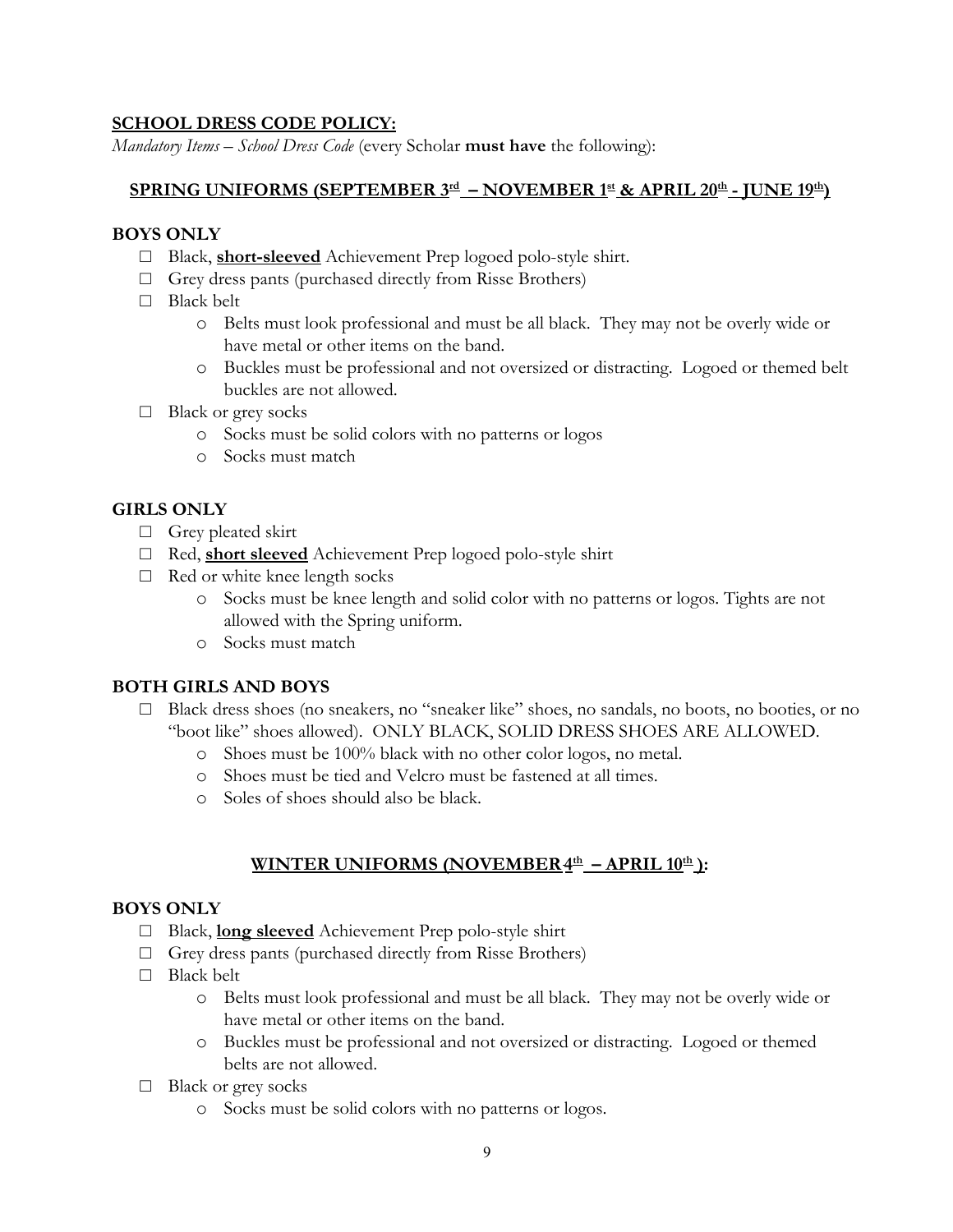**<u>SCHOOL DRESS CODE POLICY:</u>**

*Mandatory Items – School Dress Code* (every Scholar **must have** the following):

## <u>SPRING UNIFORMS (SEPTEMBER 3rd – NOVEMBER 1st & APRIL 20th - JUNE 19th)</u>

### BOYS ONLY

- ☐ Black, **<u>short-sleeved</u>** Achievement Prep logoed polo-style shirt.
- ☐ Grey dress pants (purchased directly from Risse Brothers)
- ☐ Black belt
  - o Belts must look professional and must be all black. They may not be overly wide or have metal or other items on the band.
  - o Buckles must be professional and not oversized or distracting. Logoed or themed belt buckles are not allowed.
- ☐ Black or grey socks
  - o Socks must be solid colors with no patterns or logos
  - o Socks must match

### GIRLS ONLY

- ☐ Grey pleated skirt
- ☐ Red, **<u>short sleeved</u>** Achievement Prep logoed polo-style shirt
- ☐ Red or white knee length socks
  - o Socks must be knee length and solid color with no patterns or logos. Tights are not allowed with the Spring uniform.
  - o Socks must match

### BOTH GIRLS AND BOYS

- ☐ Black dress shoes (no sneakers, no "sneaker like" shoes, no sandals, no boots, no booties, or no "boot like" shoes allowed). ONLY BLACK, SOLID DRESS SHOES ARE ALLOWED.
  - o Shoes must be 100% black with no other color logos, no metal.
  - o Shoes must be tied and Velcro must be fastened at all times.
  - o Soles of shoes should also be black.

## <u>WINTER UNIFORMS (NOVEMBER 4th – APRIL 10th ):</u>

### BOYS ONLY

- ☐ Black, **<u>long sleeved</u>** Achievement Prep polo-style shirt
- ☐ Grey dress pants (purchased directly from Risse Brothers)
- ☐ Black belt
  - o Belts must look professional and must be all black. They may not be overly wide or have metal or other items on the band.
  - o Buckles must be professional and not oversized or distracting. Logoed or themed belts are not allowed.
- ☐ Black or grey socks
  - o Socks must be solid colors with no patterns or logos.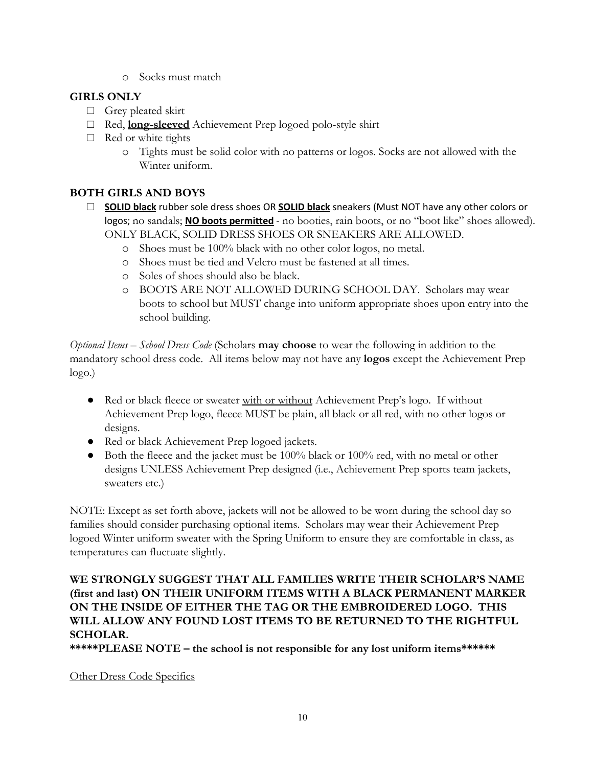- Socks must match

**GIRLS ONLY**

- ☐ Grey pleated skirt
- ☐ Red, **long-sleeved** Achievement Prep logoed polo-style shirt
- ☐ Red or white tights
  - Tights must be solid color with no patterns or logos. Socks are not allowed with the Winter uniform.

**BOTH GIRLS AND BOYS**

- ☐ **SOLID black** rubber sole dress shoes OR **SOLID black** sneakers (Must NOT have any other colors or logos; no sandals; **NO boots permitted** - no booties, rain boots, or no "boot like" shoes allowed). ONLY BLACK, SOLID DRESS SHOES OR SNEAKERS ARE ALLOWED.
  - Shoes must be 100% black with no other color logos, no metal.
  - Shoes must be tied and Velcro must be fastened at all times.
  - Soles of shoes should also be black.
  - BOOTS ARE NOT ALLOWED DURING SCHOOL DAY. Scholars may wear boots to school but MUST change into uniform appropriate shoes upon entry into the school building.

*Optional Items – School Dress Code* (Scholars **may choose** to wear the following in addition to the mandatory school dress code. All items below may not have any **logos** except the Achievement Prep logo.)

- Red or black fleece or sweater with or without Achievement Prep's logo. If without Achievement Prep logo, fleece MUST be plain, all black or all red, with no other logos or designs.
- Red or black Achievement Prep logoed jackets.
- Both the fleece and the jacket must be 100% black or 100% red, with no metal or other designs UNLESS Achievement Prep designed (i.e., Achievement Prep sports team jackets, sweaters etc.)

NOTE: Except as set forth above, jackets will not be allowed to be worn during the school day so families should consider purchasing optional items. Scholars may wear their Achievement Prep logoed Winter uniform sweater with the Spring Uniform to ensure they are comfortable in class, as temperatures can fluctuate slightly.

**WE STRONGLY SUGGEST THAT ALL FAMILIES WRITE THEIR SCHOLAR'S NAME (first and last) ON THEIR UNIFORM ITEMS WITH A BLACK PERMANENT MARKER ON THE INSIDE OF EITHER THE TAG OR THE EMBROIDERED LOGO. THIS WILL ALLOW ANY FOUND LOST ITEMS TO BE RETURNED TO THE RIGHTFUL SCHOLAR.**

**\*\*\*\*\*PLEASE NOTE – the school is not responsible for any lost uniform items\*\*\*\*\*\***

Other Dress Code Specifics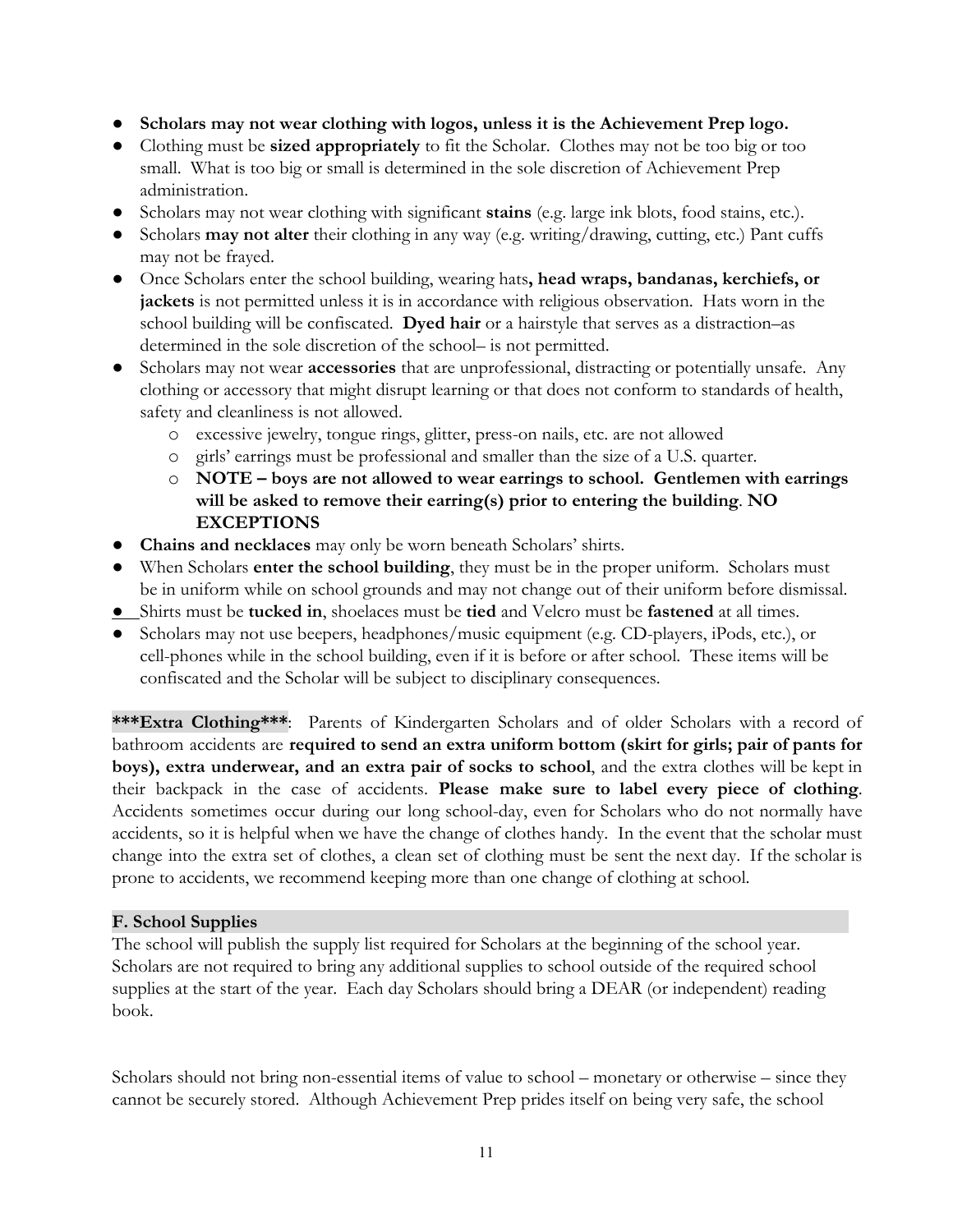- **Scholars may not wear clothing with logos, unless it is the Achievement Prep logo.**
- Clothing must be **sized appropriately** to fit the Scholar. Clothes may not be too big or too small. What is too big or small is determined in the sole discretion of Achievement Prep administration.
- Scholars may not wear clothing with significant **stains** (e.g. large ink blots, food stains, etc.).
- Scholars **may not alter** their clothing in any way (e.g. writing/drawing, cutting, etc.) Pant cuffs may not be frayed.
- Once Scholars enter the school building, wearing hats**, head wraps, bandanas, kerchiefs, or jackets** is not permitted unless it is in accordance with religious observation. Hats worn in the school building will be confiscated. **Dyed hair** or a hairstyle that serves as a distraction–as determined in the sole discretion of the school– is not permitted.
- Scholars may not wear **accessories** that are unprofessional, distracting or potentially unsafe. Any clothing or accessory that might disrupt learning or that does not conform to standards of health, safety and cleanliness is not allowed.
  - excessive jewelry, tongue rings, glitter, press-on nails, etc. are not allowed
  - girls' earrings must be professional and smaller than the size of a U.S. quarter.
  - **NOTE – boys are not allowed to wear earrings to school. Gentlemen with earrings will be asked to remove their earring(s) prior to entering the building**. **NO EXCEPTIONS**
- **Chains and necklaces** may only be worn beneath Scholars' shirts.
- When Scholars **enter the school building**, they must be in the proper uniform. Scholars must be in uniform while on school grounds and may not change out of their uniform before dismissal.
- Shirts must be **tucked in**, shoelaces must be **tied** and Velcro must be **fastened** at all times.
- Scholars may not use beepers, headphones/music equipment (e.g. CD-players, iPods, etc.), or cell-phones while in the school building, even if it is before or after school. These items will be confiscated and the Scholar will be subject to disciplinary consequences.

**\*\*\*Extra Clothing\*\*\***: Parents of Kindergarten Scholars and of older Scholars with a record of bathroom accidents are **required to send an extra uniform bottom (skirt for girls; pair of pants for boys), extra underwear, and an extra pair of socks to school**, and the extra clothes will be kept in their backpack in the case of accidents. **Please make sure to label every piece of clothing**. Accidents sometimes occur during our long school-day, even for Scholars who do not normally have accidents, so it is helpful when we have the change of clothes handy. In the event that the scholar must change into the extra set of clothes, a clean set of clothing must be sent the next day. If the scholar is prone to accidents, we recommend keeping more than one change of clothing at school.

### F. School Supplies

The school will publish the supply list required for Scholars at the beginning of the school year. Scholars are not required to bring any additional supplies to school outside of the required school supplies at the start of the year. Each day Scholars should bring a DEAR (or independent) reading book.

Scholars should not bring non-essential items of value to school – monetary or otherwise – since they cannot be securely stored. Although Achievement Prep prides itself on being very safe, the school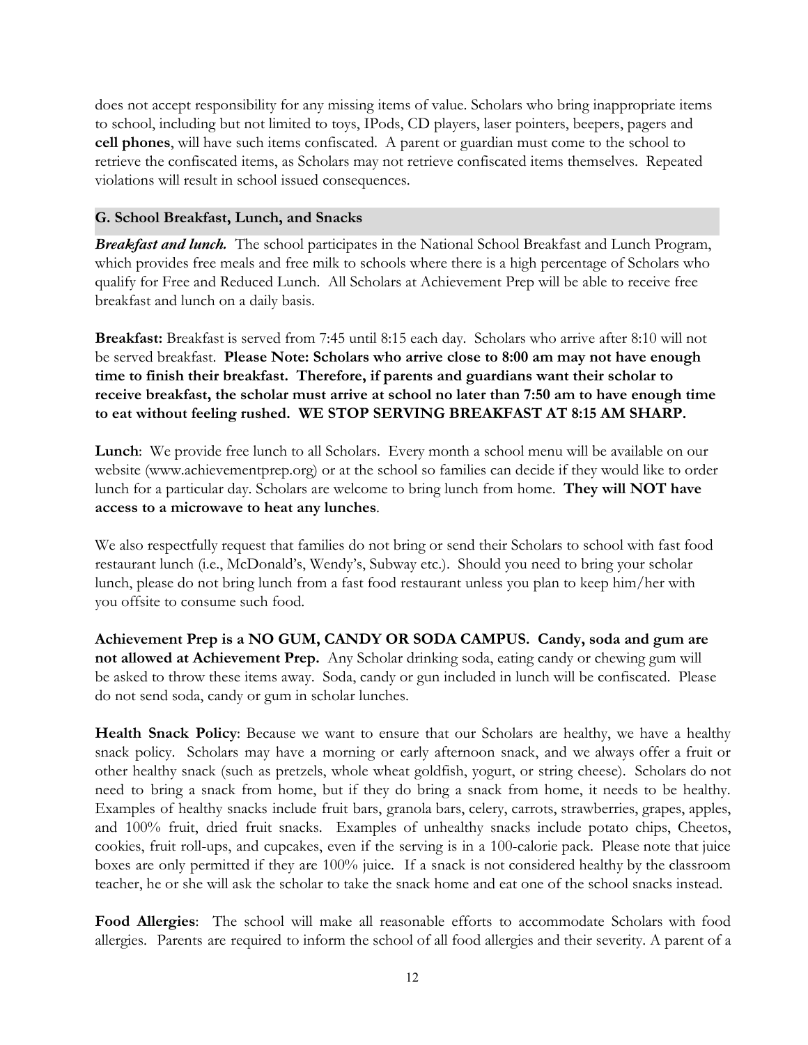does not accept responsibility for any missing items of value. Scholars who bring inappropriate items to school, including but not limited to toys, IPods, CD players, laser pointers, beepers, pagers and **cell phones**, will have such items confiscated. A parent or guardian must come to the school to retrieve the confiscated items, as Scholars may not retrieve confiscated items themselves. Repeated violations will result in school issued consequences.

### G. School Breakfast, Lunch, and Snacks

***Breakfast and lunch.*** The school participates in the National School Breakfast and Lunch Program, which provides free meals and free milk to schools where there is a high percentage of Scholars who qualify for Free and Reduced Lunch. All Scholars at Achievement Prep will be able to receive free breakfast and lunch on a daily basis.

**Breakfast:** Breakfast is served from 7:45 until 8:15 each day. Scholars who arrive after 8:10 will not be served breakfast. **Please Note: Scholars who arrive close to 8:00 am may not have enough time to finish their breakfast. Therefore, if parents and guardians want their scholar to receive breakfast, the scholar must arrive at school no later than 7:50 am to have enough time to eat without feeling rushed. WE STOP SERVING BREAKFAST AT 8:15 AM SHARP.**

**Lunch**: We provide free lunch to all Scholars. Every month a school menu will be available on our website (www.achievementprep.org) or at the school so families can decide if they would like to order lunch for a particular day. Scholars are welcome to bring lunch from home. **They will NOT have access to a microwave to heat any lunches**.

We also respectfully request that families do not bring or send their Scholars to school with fast food restaurant lunch (i.e., McDonald's, Wendy's, Subway etc.). Should you need to bring your scholar lunch, please do not bring lunch from a fast food restaurant unless you plan to keep him/her with you offsite to consume such food.

**Achievement Prep is a NO GUM, CANDY OR SODA CAMPUS. Candy, soda and gum are not allowed at Achievement Prep.** Any Scholar drinking soda, eating candy or chewing gum will be asked to throw these items away. Soda, candy or gun included in lunch will be confiscated. Please do not send soda, candy or gum in scholar lunches.

**Health Snack Policy**: Because we want to ensure that our Scholars are healthy, we have a healthy snack policy. Scholars may have a morning or early afternoon snack, and we always offer a fruit or other healthy snack (such as pretzels, whole wheat goldfish, yogurt, or string cheese). Scholars do not need to bring a snack from home, but if they do bring a snack from home, it needs to be healthy. Examples of healthy snacks include fruit bars, granola bars, celery, carrots, strawberries, grapes, apples, and 100% fruit, dried fruit snacks. Examples of unhealthy snacks include potato chips, Cheetos, cookies, fruit roll-ups, and cupcakes, even if the serving is in a 100-calorie pack. Please note that juice boxes are only permitted if they are 100% juice. If a snack is not considered healthy by the classroom teacher, he or she will ask the scholar to take the snack home and eat one of the school snacks instead.

**Food Allergies**: The school will make all reasonable efforts to accommodate Scholars with food allergies. Parents are required to inform the school of all food allergies and their severity. A parent of a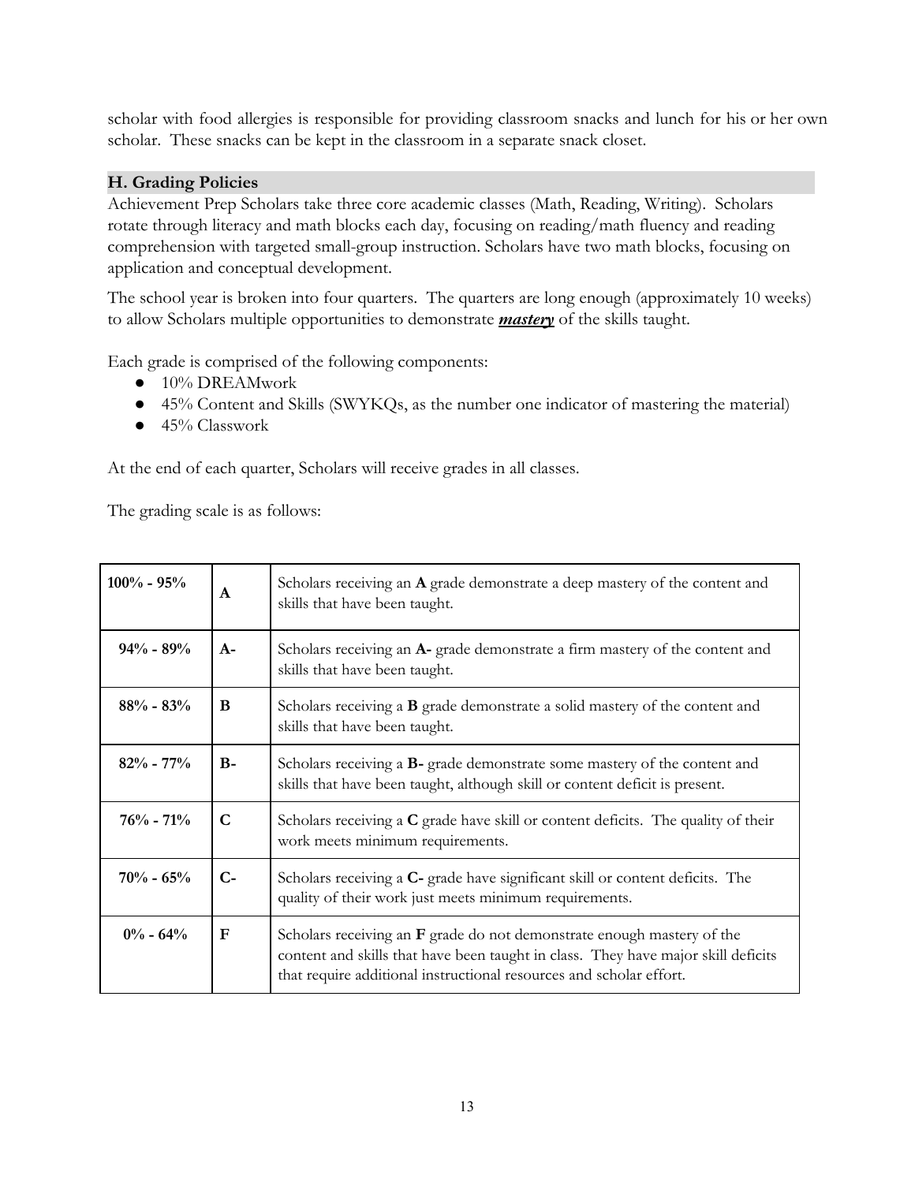scholar with food allergies is responsible for providing classroom snacks and lunch for his or her own scholar. These snacks can be kept in the classroom in a separate snack closet.

### H. Grading Policies

Achievement Prep Scholars take three core academic classes (Math, Reading, Writing). Scholars rotate through literacy and math blocks each day, focusing on reading/math fluency and reading comprehension with targeted small-group instruction. Scholars have two math blocks, focusing on application and conceptual development.

The school year is broken into four quarters. The quarters are long enough (approximately 10 weeks) to allow Scholars multiple opportunities to demonstrate ***mastery*** of the skills taught.

Each grade is comprised of the following components:

- 10% DREAMwork
- 45% Content and Skills (SWYKQs, as the number one indicator of mastering the material)
- 45% Classwork

At the end of each quarter, Scholars will receive grades in all classes.

The grading scale is as follows:

| Percentage | Grade | Description |
|---|---|---|
| **100% - 95%** | **A** | Scholars receiving an **A** grade demonstrate a deep mastery of the content and skills that have been taught. |
| **94% - 89%** | **A-** | Scholars receiving an **A-** grade demonstrate a firm mastery of the content and skills that have been taught. |
| **88% - 83%** | **B** | Scholars receiving a **B** grade demonstrate a solid mastery of the content and skills that have been taught. |
| **82% - 77%** | **B-** | Scholars receiving a **B-** grade demonstrate some mastery of the content and skills that have been taught, although skill or content deficit is present. |
| **76% - 71%** | **C** | Scholars receiving a **C** grade have skill or content deficits. The quality of their work meets minimum requirements. |
| **70% - 65%** | **C-** | Scholars receiving a **C-** grade have significant skill or content deficits. The quality of their work just meets minimum requirements. |
| **0% - 64%** | **F** | Scholars receiving an **F** grade do not demonstrate enough mastery of the content and skills that have been taught in class. They have major skill deficits that require additional instructional resources and scholar effort. |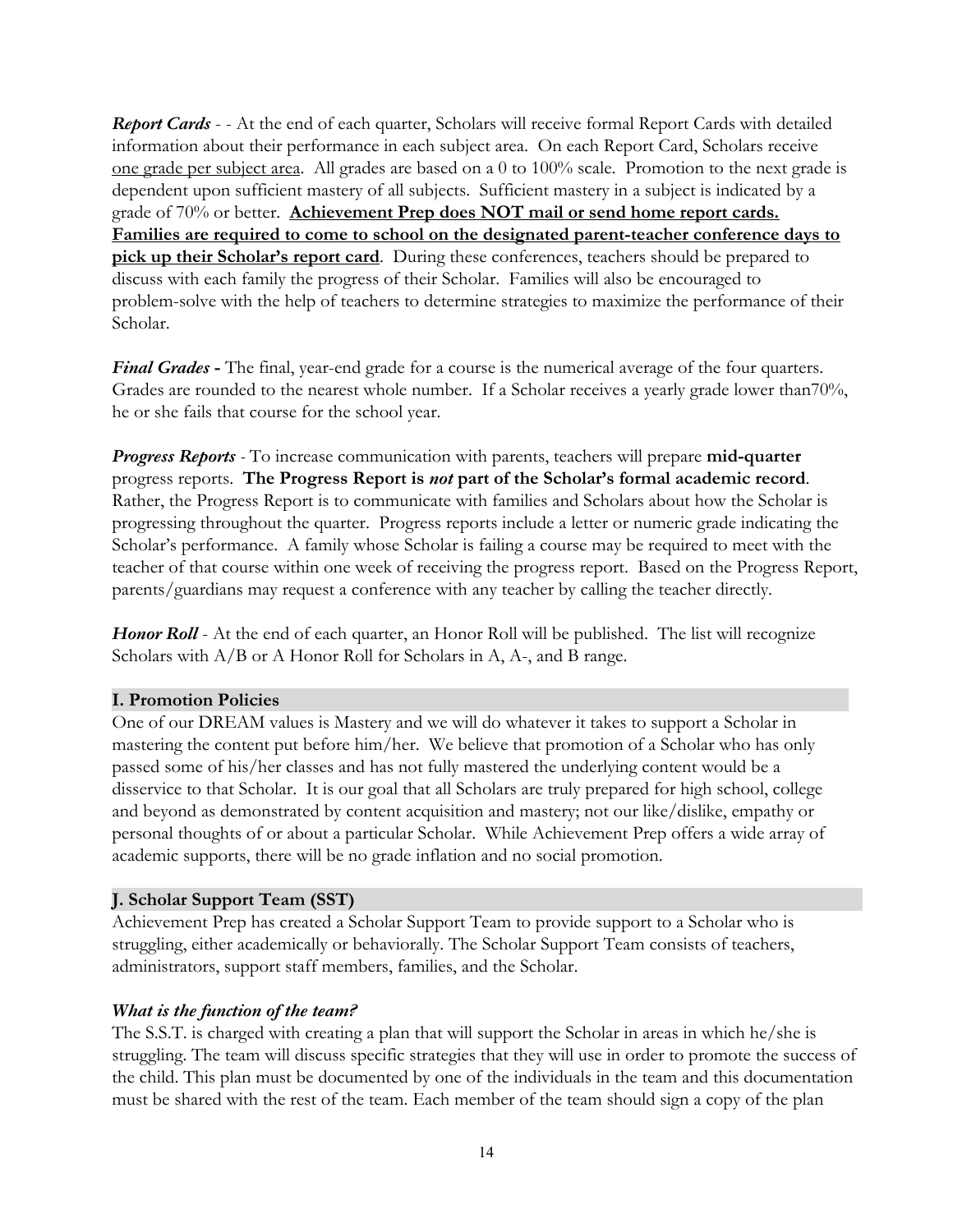***Report Cards*** - - At the end of each quarter, Scholars will receive formal Report Cards with detailed information about their performance in each subject area. On each Report Card, Scholars receive <u>one grade per subject area</u>. All grades are based on a 0 to 100% scale. Promotion to the next grade is dependent upon sufficient mastery of all subjects. Sufficient mastery in a subject is indicated by a grade of 70% or better. **<u>Achievement Prep does NOT mail or send home report cards. Families are required to come to school on the designated parent-teacher conference days to pick up their Scholar's report card</u>**. During these conferences, teachers should be prepared to discuss with each family the progress of their Scholar. Families will also be encouraged to problem-solve with the help of teachers to determine strategies to maximize the performance of their Scholar.

***Final Grades* -** The final, year-end grade for a course is the numerical average of the four quarters. Grades are rounded to the nearest whole number. If a Scholar receives a yearly grade lower than70%, he or she fails that course for the school year.

***Progress Reports*** - To increase communication with parents, teachers will prepare **mid-quarter** progress reports. **The Progress Report is *not* part of the Scholar's formal academic record**. Rather, the Progress Report is to communicate with families and Scholars about how the Scholar is progressing throughout the quarter. Progress reports include a letter or numeric grade indicating the Scholar's performance. A family whose Scholar is failing a course may be required to meet with the teacher of that course within one week of receiving the progress report. Based on the Progress Report, parents/guardians may request a conference with any teacher by calling the teacher directly.

***Honor Roll*** - At the end of each quarter, an Honor Roll will be published. The list will recognize Scholars with A/B or A Honor Roll for Scholars in A, A-, and B range.

## I. Promotion Policies

One of our DREAM values is Mastery and we will do whatever it takes to support a Scholar in mastering the content put before him/her. We believe that promotion of a Scholar who has only passed some of his/her classes and has not fully mastered the underlying content would be a disservice to that Scholar. It is our goal that all Scholars are truly prepared for high school, college and beyond as demonstrated by content acquisition and mastery; not our like/dislike, empathy or personal thoughts of or about a particular Scholar. While Achievement Prep offers a wide array of academic supports, there will be no grade inflation and no social promotion.

## J. Scholar Support Team (SST)

Achievement Prep has created a Scholar Support Team to provide support to a Scholar who is struggling, either academically or behaviorally. The Scholar Support Team consists of teachers, administrators, support staff members, families, and the Scholar.

### *What is the function of the team?*

The S.S.T. is charged with creating a plan that will support the Scholar in areas in which he/she is struggling. The team will discuss specific strategies that they will use in order to promote the success of the child. This plan must be documented by one of the individuals in the team and this documentation must be shared with the rest of the team. Each member of the team should sign a copy of the plan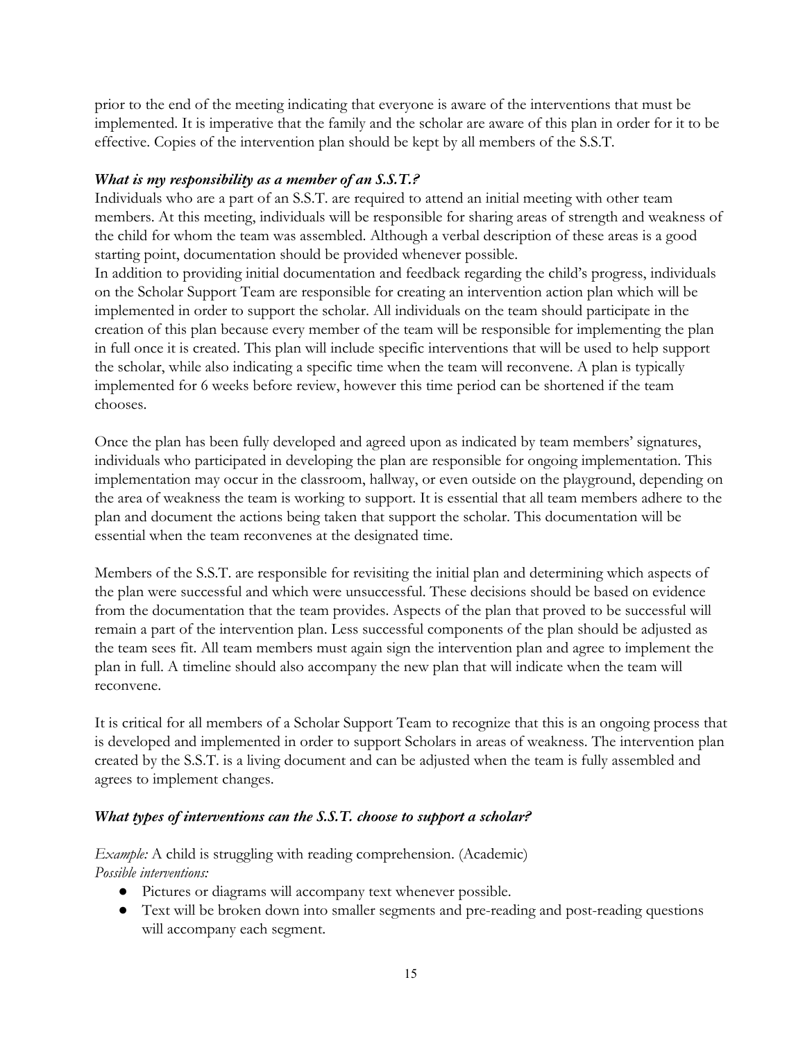prior to the end of the meeting indicating that everyone is aware of the interventions that must be implemented. It is imperative that the family and the scholar are aware of this plan in order for it to be effective. Copies of the intervention plan should be kept by all members of the S.S.T.

### *What is my responsibility as a member of an S.S.T.?*

Individuals who are a part of an S.S.T. are required to attend an initial meeting with other team members. At this meeting, individuals will be responsible for sharing areas of strength and weakness of the child for whom the team was assembled. Although a verbal description of these areas is a good starting point, documentation should be provided whenever possible.

In addition to providing initial documentation and feedback regarding the child's progress, individuals on the Scholar Support Team are responsible for creating an intervention action plan which will be implemented in order to support the scholar. All individuals on the team should participate in the creation of this plan because every member of the team will be responsible for implementing the plan in full once it is created. This plan will include specific interventions that will be used to help support the scholar, while also indicating a specific time when the team will reconvene. A plan is typically implemented for 6 weeks before review, however this time period can be shortened if the team chooses.

Once the plan has been fully developed and agreed upon as indicated by team members' signatures, individuals who participated in developing the plan are responsible for ongoing implementation. This implementation may occur in the classroom, hallway, or even outside on the playground, depending on the area of weakness the team is working to support. It is essential that all team members adhere to the plan and document the actions being taken that support the scholar. This documentation will be essential when the team reconvenes at the designated time.

Members of the S.S.T. are responsible for revisiting the initial plan and determining which aspects of the plan were successful and which were unsuccessful. These decisions should be based on evidence from the documentation that the team provides. Aspects of the plan that proved to be successful will remain a part of the intervention plan. Less successful components of the plan should be adjusted as the team sees fit. All team members must again sign the intervention plan and agree to implement the plan in full. A timeline should also accompany the new plan that will indicate when the team will reconvene.

It is critical for all members of a Scholar Support Team to recognize that this is an ongoing process that is developed and implemented in order to support Scholars in areas of weakness. The intervention plan created by the S.S.T. is a living document and can be adjusted when the team is fully assembled and agrees to implement changes.

### *What types of interventions can the S.S.T. choose to support a scholar?*

*Example:* A child is struggling with reading comprehension. (Academic)

*Possible interventions:*

- Pictures or diagrams will accompany text whenever possible.
- Text will be broken down into smaller segments and pre-reading and post-reading questions will accompany each segment.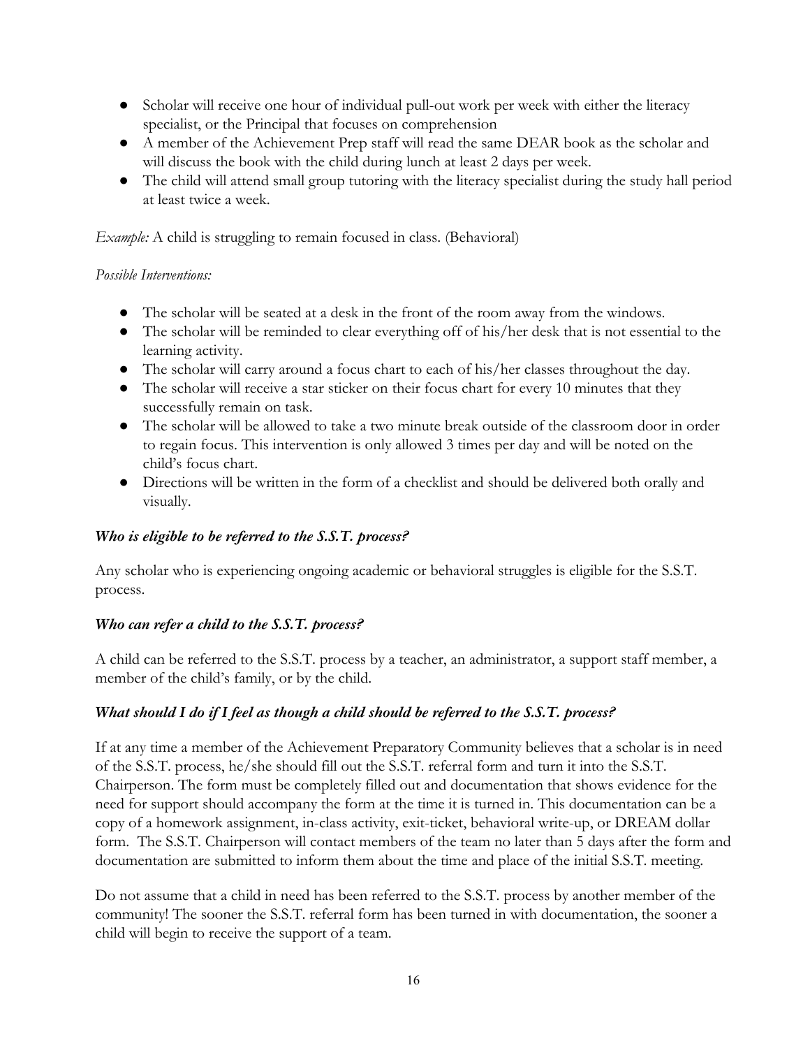- Scholar will receive one hour of individual pull-out work per week with either the literacy specialist, or the Principal that focuses on comprehension
- A member of the Achievement Prep staff will read the same DEAR book as the scholar and will discuss the book with the child during lunch at least 2 days per week.
- The child will attend small group tutoring with the literacy specialist during the study hall period at least twice a week.

*Example:* A child is struggling to remain focused in class. (Behavioral)

*Possible Interventions:*

- The scholar will be seated at a desk in the front of the room away from the windows.
- The scholar will be reminded to clear everything off of his/her desk that is not essential to the learning activity.
- The scholar will carry around a focus chart to each of his/her classes throughout the day.
- The scholar will receive a star sticker on their focus chart for every 10 minutes that they successfully remain on task.
- The scholar will be allowed to take a two minute break outside of the classroom door in order to regain focus. This intervention is only allowed 3 times per day and will be noted on the child's focus chart.
- Directions will be written in the form of a checklist and should be delivered both orally and visually.

### *Who is eligible to be referred to the S.S.T. process?*

Any scholar who is experiencing ongoing academic or behavioral struggles is eligible for the S.S.T. process.

### *Who can refer a child to the S.S.T. process?*

A child can be referred to the S.S.T. process by a teacher, an administrator, a support staff member, a member of the child's family, or by the child.

### *What should I do if I feel as though a child should be referred to the S.S.T. process?*

If at any time a member of the Achievement Preparatory Community believes that a scholar is in need of the S.S.T. process, he/she should fill out the S.S.T. referral form and turn it into the S.S.T. Chairperson. The form must be completely filled out and documentation that shows evidence for the need for support should accompany the form at the time it is turned in. This documentation can be a copy of a homework assignment, in-class activity, exit-ticket, behavioral write-up, or DREAM dollar form. The S.S.T. Chairperson will contact members of the team no later than 5 days after the form and documentation are submitted to inform them about the time and place of the initial S.S.T. meeting.

Do not assume that a child in need has been referred to the S.S.T. process by another member of the community! The sooner the S.S.T. referral form has been turned in with documentation, the sooner a child will begin to receive the support of a team.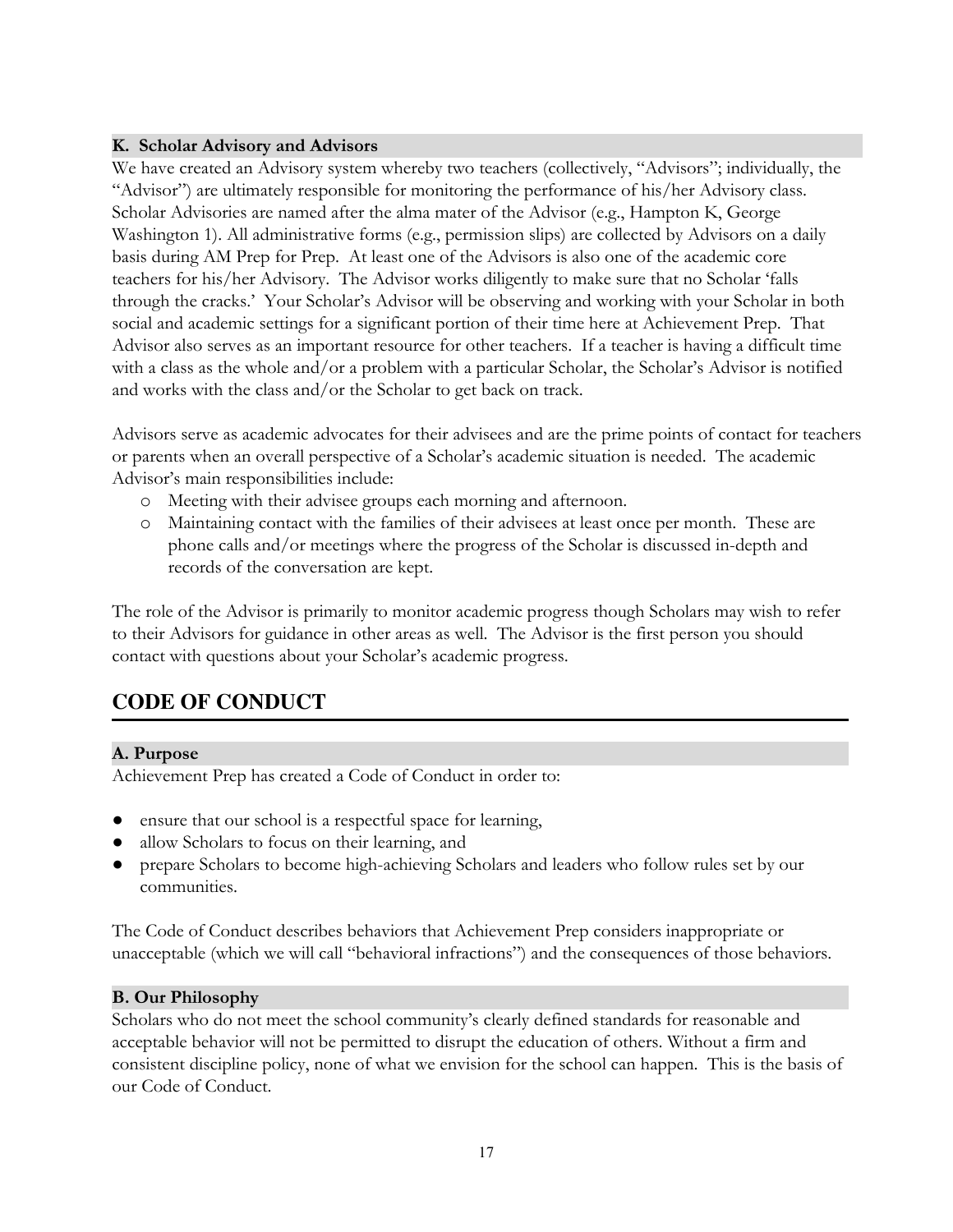### K. Scholar Advisory and Advisors

We have created an Advisory system whereby two teachers (collectively, "Advisors"; individually, the "Advisor") are ultimately responsible for monitoring the performance of his/her Advisory class. Scholar Advisories are named after the alma mater of the Advisor (e.g., Hampton K, George Washington 1). All administrative forms (e.g., permission slips) are collected by Advisors on a daily basis during AM Prep for Prep. At least one of the Advisors is also one of the academic core teachers for his/her Advisory. The Advisor works diligently to make sure that no Scholar 'falls through the cracks.' Your Scholar's Advisor will be observing and working with your Scholar in both social and academic settings for a significant portion of their time here at Achievement Prep. That Advisor also serves as an important resource for other teachers. If a teacher is having a difficult time with a class as the whole and/or a problem with a particular Scholar, the Scholar's Advisor is notified and works with the class and/or the Scholar to get back on track.

Advisors serve as academic advocates for their advisees and are the prime points of contact for teachers or parents when an overall perspective of a Scholar's academic situation is needed. The academic Advisor's main responsibilities include:

- Meeting with their advisee groups each morning and afternoon.
- Maintaining contact with the families of their advisees at least once per month. These are phone calls and/or meetings where the progress of the Scholar is discussed in-depth and records of the conversation are kept.

The role of the Advisor is primarily to monitor academic progress though Scholars may wish to refer to their Advisors for guidance in other areas as well. The Advisor is the first person you should contact with questions about your Scholar's academic progress.

## CODE OF CONDUCT

### A. Purpose

Achievement Prep has created a Code of Conduct in order to:

- ensure that our school is a respectful space for learning,
- allow Scholars to focus on their learning, and
- prepare Scholars to become high-achieving Scholars and leaders who follow rules set by our communities.

The Code of Conduct describes behaviors that Achievement Prep considers inappropriate or unacceptable (which we will call "behavioral infractions") and the consequences of those behaviors.

### B. Our Philosophy

Scholars who do not meet the school community's clearly defined standards for reasonable and acceptable behavior will not be permitted to disrupt the education of others. Without a firm and consistent discipline policy, none of what we envision for the school can happen. This is the basis of our Code of Conduct.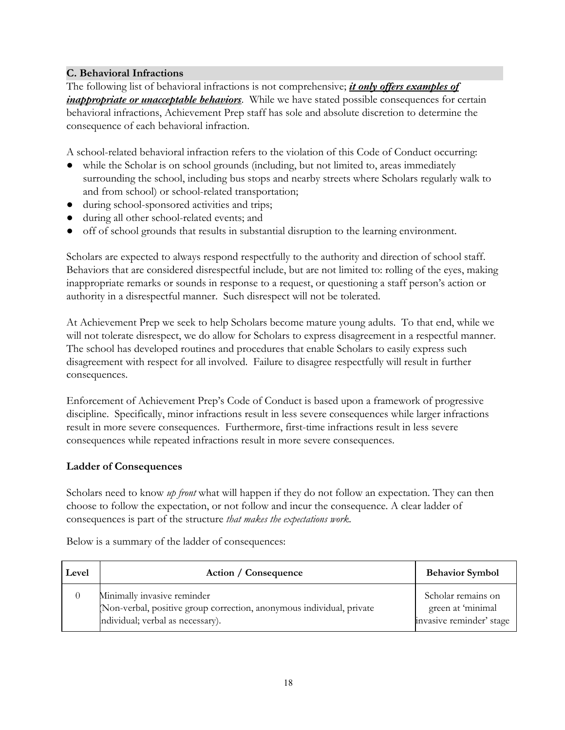## C. Behavioral Infractions

The following list of behavioral infractions is not comprehensive; ***it only offers examples of inappropriate or unacceptable behaviors***. While we have stated possible consequences for certain behavioral infractions, Achievement Prep staff has sole and absolute discretion to determine the consequence of each behavioral infraction.

A school-related behavioral infraction refers to the violation of this Code of Conduct occurring:

- while the Scholar is on school grounds (including, but not limited to, areas immediately surrounding the school, including bus stops and nearby streets where Scholars regularly walk to and from school) or school-related transportation;
- during school-sponsored activities and trips;
- during all other school-related events; and
- off of school grounds that results in substantial disruption to the learning environment.

Scholars are expected to always respond respectfully to the authority and direction of school staff. Behaviors that are considered disrespectful include, but are not limited to: rolling of the eyes, making inappropriate remarks or sounds in response to a request, or questioning a staff person's action or authority in a disrespectful manner. Such disrespect will not be tolerated.

At Achievement Prep we seek to help Scholars become mature young adults. To that end, while we will not tolerate disrespect, we do allow for Scholars to express disagreement in a respectful manner. The school has developed routines and procedures that enable Scholars to easily express such disagreement with respect for all involved. Failure to disagree respectfully will result in further consequences.

Enforcement of Achievement Prep's Code of Conduct is based upon a framework of progressive discipline. Specifically, minor infractions result in less severe consequences while larger infractions result in more severe consequences. Furthermore, first-time infractions result in less severe consequences while repeated infractions result in more severe consequences.

### Ladder of Consequences

Scholars need to know *up front* what will happen if they do not follow an expectation. They can then choose to follow the expectation, or not follow and incur the consequence. A clear ladder of consequences is part of the structure *that makes the expectations work*.

Below is a summary of the ladder of consequences:

| Level | Action / Consequence | Behavior Symbol |
|---|---|---|
| 0 | Minimally invasive reminder (Non-verbal, positive group correction, anonymous individual, private individual; verbal as necessary). | Scholar remains on green at 'minimal invasive reminder' stage |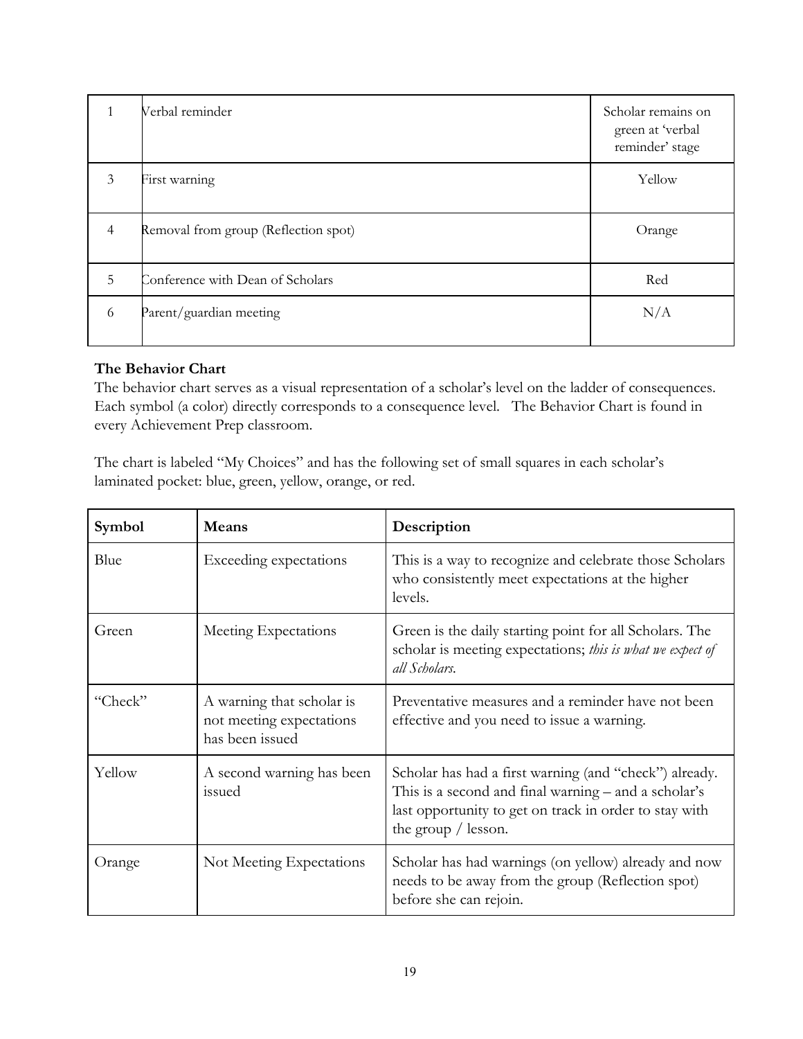| | | |
|---|---|---|
| 1 | Verbal reminder | Scholar remains on green at 'verbal reminder' stage |
| 3 | First warning | Yellow |
| 4 | Removal from group (Reflection spot) | Orange |
| 5 | Conference with Dean of Scholars | Red |
| 6 | Parent/guardian meeting | N/A |

**The Behavior Chart**

The behavior chart serves as a visual representation of a scholar's level on the ladder of consequences. Each symbol (a color) directly corresponds to a consequence level. The Behavior Chart is found in every Achievement Prep classroom.

The chart is labeled "My Choices" and has the following set of small squares in each scholar's laminated pocket: blue, green, yellow, orange, or red.

| Symbol | Means | Description |
|---|---|---|
| Blue | Exceeding expectations | This is a way to recognize and celebrate those Scholars who consistently meet expectations at the higher levels. |
| Green | Meeting Expectations | Green is the daily starting point for all Scholars. The scholar is meeting expectations; *this is what we expect of all Scholars.* |
| "Check" | A warning that scholar is not meeting expectations has been issued | Preventative measures and a reminder have not been effective and you need to issue a warning. |
| Yellow | A second warning has been issued | Scholar has had a first warning (and "check") already. This is a second and final warning – and a scholar's last opportunity to get on track in order to stay with the group / lesson. |
| Orange | Not Meeting Expectations | Scholar has had warnings (on yellow) already and now needs to be away from the group (Reflection spot) before she can rejoin. |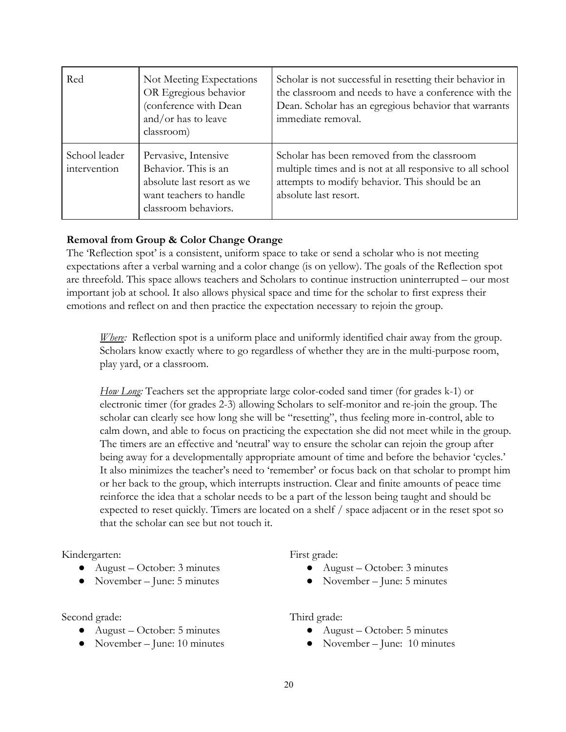| Red | Not Meeting Expectations OR Egregious behavior (conference with Dean and/or has to leave classroom) | Scholar is not successful in resetting their behavior in the classroom and needs to have a conference with the Dean. Scholar has an egregious behavior that warrants immediate removal. |
|---|---|---|
| School leader intervention | Pervasive, Intensive Behavior. This is an absolute last resort as we want teachers to handle classroom behaviors. | Scholar has been removed from the classroom multiple times and is not at all responsive to all school attempts to modify behavior. This should be an absolute last resort. |

**Removal from Group & Color Change Orange**

The 'Reflection spot' is a consistent, uniform space to take or send a scholar who is not meeting expectations after a verbal warning and a color change (is on yellow). The goals of the Reflection spot are threefold. This space allows teachers and Scholars to continue instruction uninterrupted – our most important job at school. It also allows physical space and time for the scholar to first express their emotions and reflect on and then practice the expectation necessary to rejoin the group.

> *Where:* Reflection spot is a uniform place and uniformly identified chair away from the group. Scholars know exactly where to go regardless of whether they are in the multi-purpose room, play yard, or a classroom.
>
> *How Long:* Teachers set the appropriate large color-coded sand timer (for grades k-1) or electronic timer (for grades 2-3) allowing Scholars to self-monitor and re-join the group. The scholar can clearly see how long she will be "resetting", thus feeling more in-control, able to calm down, and able to focus on practicing the expectation she did not meet while in the group. The timers are an effective and 'neutral' way to ensure the scholar can rejoin the group after being away for a developmentally appropriate amount of time and before the behavior 'cycles.' It also minimizes the teacher's need to 'remember' or focus back on that scholar to prompt him or her back to the group, which interrupts instruction. Clear and finite amounts of peace time reinforce the idea that a scholar needs to be a part of the lesson being taught and should be expected to reset quickly. Timers are located on a shelf / space adjacent or in the reset spot so that the scholar can see but not touch it.

Kindergarten:

- August – October: 3 minutes
- November – June: 5 minutes

First grade:

- August – October: 3 minutes
- November – June: 5 minutes

Second grade:

- August – October: 5 minutes
- November – June: 10 minutes

Third grade:

- August – October: 5 minutes
- November – June: 10 minutes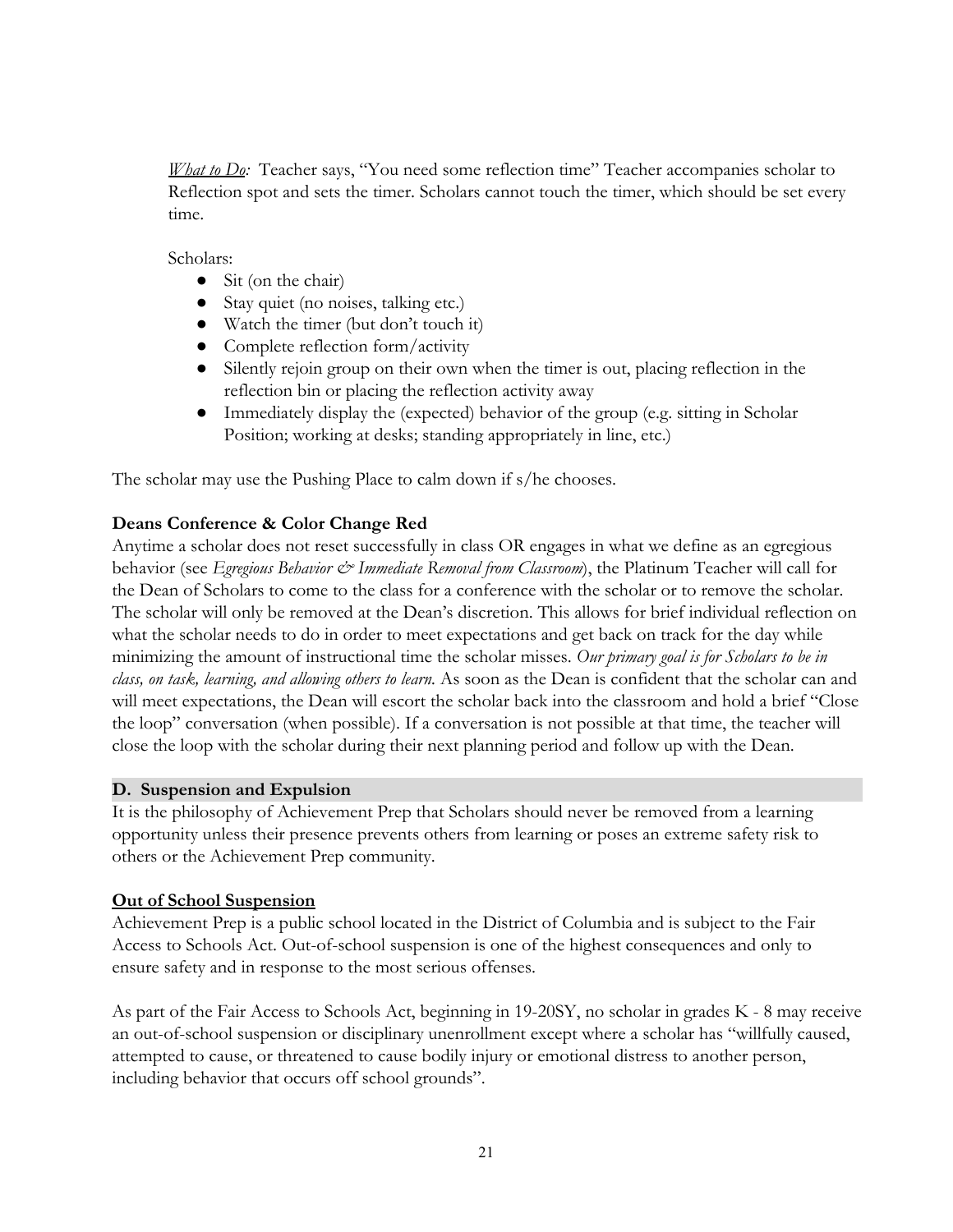*What to Do:* Teacher says, "You need some reflection time" Teacher accompanies scholar to Reflection spot and sets the timer. Scholars cannot touch the timer, which should be set every time.

Scholars:

- Sit (on the chair)
- Stay quiet (no noises, talking etc.)
- Watch the timer (but don't touch it)
- Complete reflection form/activity
- Silently rejoin group on their own when the timer is out, placing reflection in the reflection bin or placing the reflection activity away
- Immediately display the (expected) behavior of the group (e.g. sitting in Scholar Position; working at desks; standing appropriately in line, etc.)

The scholar may use the Pushing Place to calm down if s/he chooses.

**Deans Conference & Color Change Red**

Anytime a scholar does not reset successfully in class OR engages in what we define as an egregious behavior (see *Egregious Behavior & Immediate Removal from Classroom*), the Platinum Teacher will call for the Dean of Scholars to come to the class for a conference with the scholar or to remove the scholar. The scholar will only be removed at the Dean's discretion. This allows for brief individual reflection on what the scholar needs to do in order to meet expectations and get back on track for the day while minimizing the amount of instructional time the scholar misses. *Our primary goal is for Scholars to be in class, on task, learning, and allowing others to learn.* As soon as the Dean is confident that the scholar can and will meet expectations, the Dean will escort the scholar back into the classroom and hold a brief "Close the loop" conversation (when possible). If a conversation is not possible at that time, the teacher will close the loop with the scholar during their next planning period and follow up with the Dean.

## D. Suspension and Expulsion

It is the philosophy of Achievement Prep that Scholars should never be removed from a learning opportunity unless their presence prevents others from learning or poses an extreme safety risk to others or the Achievement Prep community.

**Out of School Suspension**

Achievement Prep is a public school located in the District of Columbia and is subject to the Fair Access to Schools Act. Out-of-school suspension is one of the highest consequences and only to ensure safety and in response to the most serious offenses.

As part of the Fair Access to Schools Act, beginning in 19-20SY, no scholar in grades K - 8 may receive an out-of-school suspension or disciplinary unenrollment except where a scholar has "willfully caused, attempted to cause, or threatened to cause bodily injury or emotional distress to another person, including behavior that occurs off school grounds".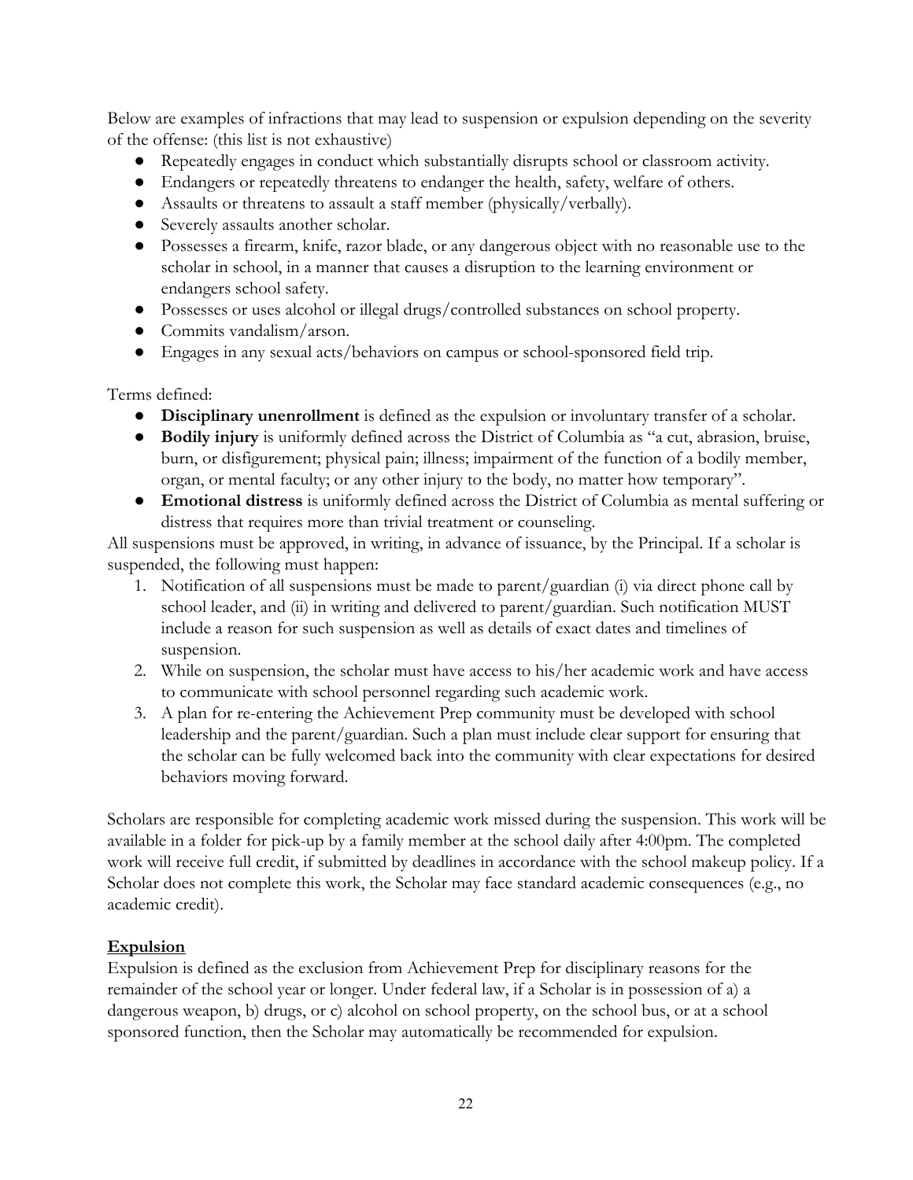Below are examples of infractions that may lead to suspension or expulsion depending on the severity of the offense: (this list is not exhaustive)

- Repeatedly engages in conduct which substantially disrupts school or classroom activity.
- Endangers or repeatedly threatens to endanger the health, safety, welfare of others.
- Assaults or threatens to assault a staff member (physically/verbally).
- Severely assaults another scholar.
- Possesses a firearm, knife, razor blade, or any dangerous object with no reasonable use to the scholar in school, in a manner that causes a disruption to the learning environment or endangers school safety.
- Possesses or uses alcohol or illegal drugs/controlled substances on school property.
- Commits vandalism/arson.
- Engages in any sexual acts/behaviors on campus or school-sponsored field trip.

Terms defined:

- **Disciplinary unenrollment** is defined as the expulsion or involuntary transfer of a scholar.
- **Bodily injury** is uniformly defined across the District of Columbia as "a cut, abrasion, bruise, burn, or disfigurement; physical pain; illness; impairment of the function of a bodily member, organ, or mental faculty; or any other injury to the body, no matter how temporary".
- **Emotional distress** is uniformly defined across the District of Columbia as mental suffering or distress that requires more than trivial treatment or counseling.

All suspensions must be approved, in writing, in advance of issuance, by the Principal. If a scholar is suspended, the following must happen:

1. Notification of all suspensions must be made to parent/guardian (i) via direct phone call by school leader, and (ii) in writing and delivered to parent/guardian. Such notification MUST include a reason for such suspension as well as details of exact dates and timelines of suspension.
2. While on suspension, the scholar must have access to his/her academic work and have access to communicate with school personnel regarding such academic work.
3. A plan for re-entering the Achievement Prep community must be developed with school leadership and the parent/guardian. Such a plan must include clear support for ensuring that the scholar can be fully welcomed back into the community with clear expectations for desired behaviors moving forward.

Scholars are responsible for completing academic work missed during the suspension. This work will be available in a folder for pick-up by a family member at the school daily after 4:00pm. The completed work will receive full credit, if submitted by deadlines in accordance with the school makeup policy. If a Scholar does not complete this work, the Scholar may face standard academic consequences (e.g., no academic credit).

## Expulsion

Expulsion is defined as the exclusion from Achievement Prep for disciplinary reasons for the remainder of the school year or longer. Under federal law, if a Scholar is in possession of a) a dangerous weapon, b) drugs, or c) alcohol on school property, on the school bus, or at a school sponsored function, then the Scholar may automatically be recommended for expulsion.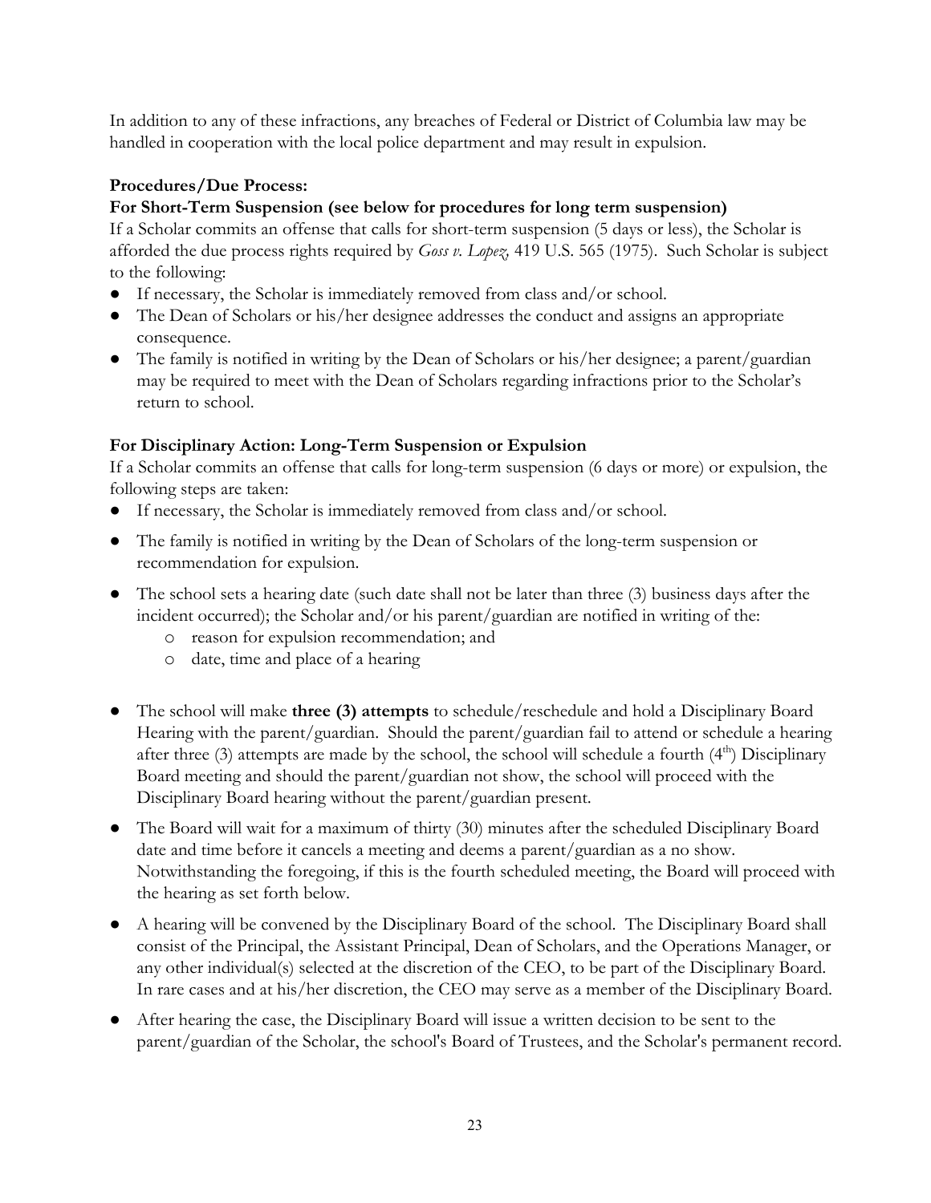In addition to any of these infractions, any breaches of Federal or District of Columbia law may be handled in cooperation with the local police department and may result in expulsion.

**Procedures/Due Process:**

**For Short-Term Suspension (see below for procedures for long term suspension)**

If a Scholar commits an offense that calls for short-term suspension (5 days or less), the Scholar is afforded the due process rights required by *Goss v. Lopez,* 419 U.S. 565 (1975). Such Scholar is subject to the following:

- If necessary, the Scholar is immediately removed from class and/or school.
- The Dean of Scholars or his/her designee addresses the conduct and assigns an appropriate consequence.
- The family is notified in writing by the Dean of Scholars or his/her designee; a parent/guardian may be required to meet with the Dean of Scholars regarding infractions prior to the Scholar's return to school.

**For Disciplinary Action: Long-Term Suspension or Expulsion**

If a Scholar commits an offense that calls for long-term suspension (6 days or more) or expulsion, the following steps are taken:

- If necessary, the Scholar is immediately removed from class and/or school.
- The family is notified in writing by the Dean of Scholars of the long-term suspension or recommendation for expulsion.
- The school sets a hearing date (such date shall not be later than three (3) business days after the incident occurred); the Scholar and/or his parent/guardian are notified in writing of the:
  - reason for expulsion recommendation; and
  - date, time and place of a hearing
- The school will make **three (3) attempts** to schedule/reschedule and hold a Disciplinary Board Hearing with the parent/guardian. Should the parent/guardian fail to attend or schedule a hearing after three (3) attempts are made by the school, the school will schedule a fourth (4th) Disciplinary Board meeting and should the parent/guardian not show, the school will proceed with the Disciplinary Board hearing without the parent/guardian present.
- The Board will wait for a maximum of thirty (30) minutes after the scheduled Disciplinary Board date and time before it cancels a meeting and deems a parent/guardian as a no show. Notwithstanding the foregoing, if this is the fourth scheduled meeting, the Board will proceed with the hearing as set forth below.
- A hearing will be convened by the Disciplinary Board of the school. The Disciplinary Board shall consist of the Principal, the Assistant Principal, Dean of Scholars, and the Operations Manager, or any other individual(s) selected at the discretion of the CEO, to be part of the Disciplinary Board. In rare cases and at his/her discretion, the CEO may serve as a member of the Disciplinary Board.
- After hearing the case, the Disciplinary Board will issue a written decision to be sent to the parent/guardian of the Scholar, the school's Board of Trustees, and the Scholar's permanent record.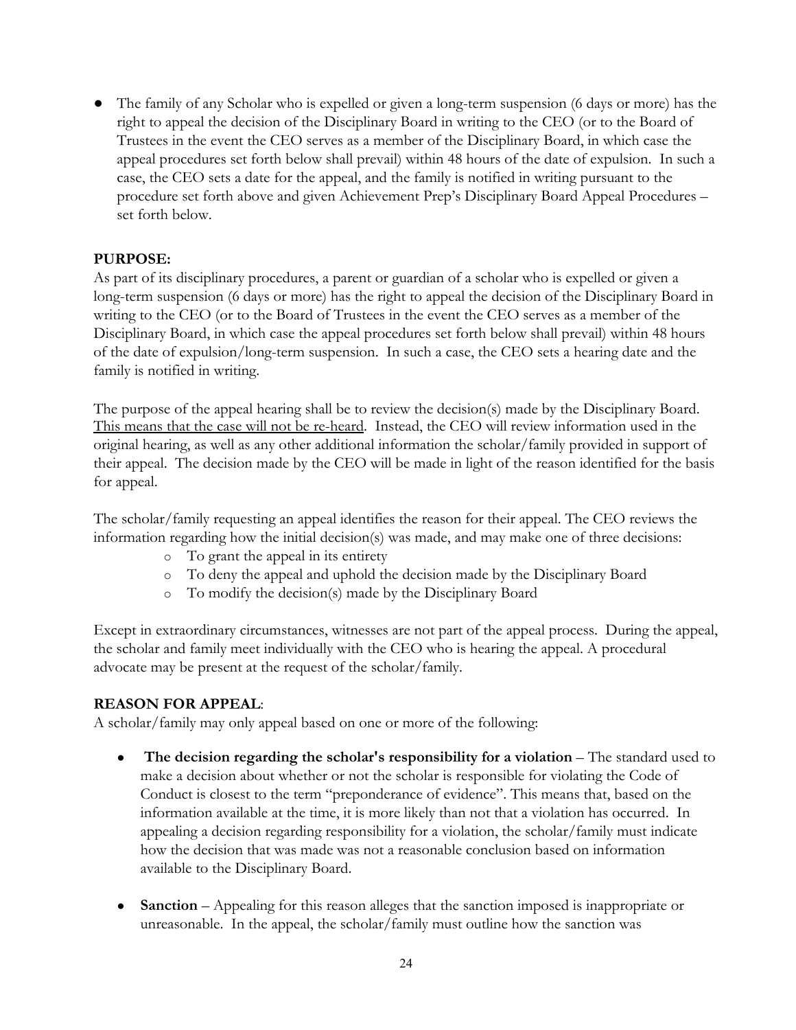- The family of any Scholar who is expelled or given a long-term suspension (6 days or more) has the right to appeal the decision of the Disciplinary Board in writing to the CEO (or to the Board of Trustees in the event the CEO serves as a member of the Disciplinary Board, in which case the appeal procedures set forth below shall prevail) within 48 hours of the date of expulsion. In such a case, the CEO sets a date for the appeal, and the family is notified in writing pursuant to the procedure set forth above and given Achievement Prep's Disciplinary Board Appeal Procedures – set forth below.

**PURPOSE:**

As part of its disciplinary procedures, a parent or guardian of a scholar who is expelled or given a long-term suspension (6 days or more) has the right to appeal the decision of the Disciplinary Board in writing to the CEO (or to the Board of Trustees in the event the CEO serves as a member of the Disciplinary Board, in which case the appeal procedures set forth below shall prevail) within 48 hours of the date of expulsion/long-term suspension. In such a case, the CEO sets a hearing date and the family is notified in writing.

The purpose of the appeal hearing shall be to review the decision(s) made by the Disciplinary Board. <u>This means that the case will not be re-heard</u>. Instead, the CEO will review information used in the original hearing, as well as any other additional information the scholar/family provided in support of their appeal. The decision made by the CEO will be made in light of the reason identified for the basis for appeal.

The scholar/family requesting an appeal identifies the reason for their appeal. The CEO reviews the information regarding how the initial decision(s) was made, and may make one of three decisions:

- To grant the appeal in its entirety
- To deny the appeal and uphold the decision made by the Disciplinary Board
- To modify the decision(s) made by the Disciplinary Board

Except in extraordinary circumstances, witnesses are not part of the appeal process. During the appeal, the scholar and family meet individually with the CEO who is hearing the appeal. A procedural advocate may be present at the request of the scholar/family.

**REASON FOR APPEAL**:

A scholar/family may only appeal based on one or more of the following:

- **The decision regarding the scholar's responsibility for a violation** – The standard used to make a decision about whether or not the scholar is responsible for violating the Code of Conduct is closest to the term "preponderance of evidence". This means that, based on the information available at the time, it is more likely than not that a violation has occurred. In appealing a decision regarding responsibility for a violation, the scholar/family must indicate how the decision that was made was not a reasonable conclusion based on information available to the Disciplinary Board.

- **Sanction** – Appealing for this reason alleges that the sanction imposed is inappropriate or unreasonable. In the appeal, the scholar/family must outline how the sanction was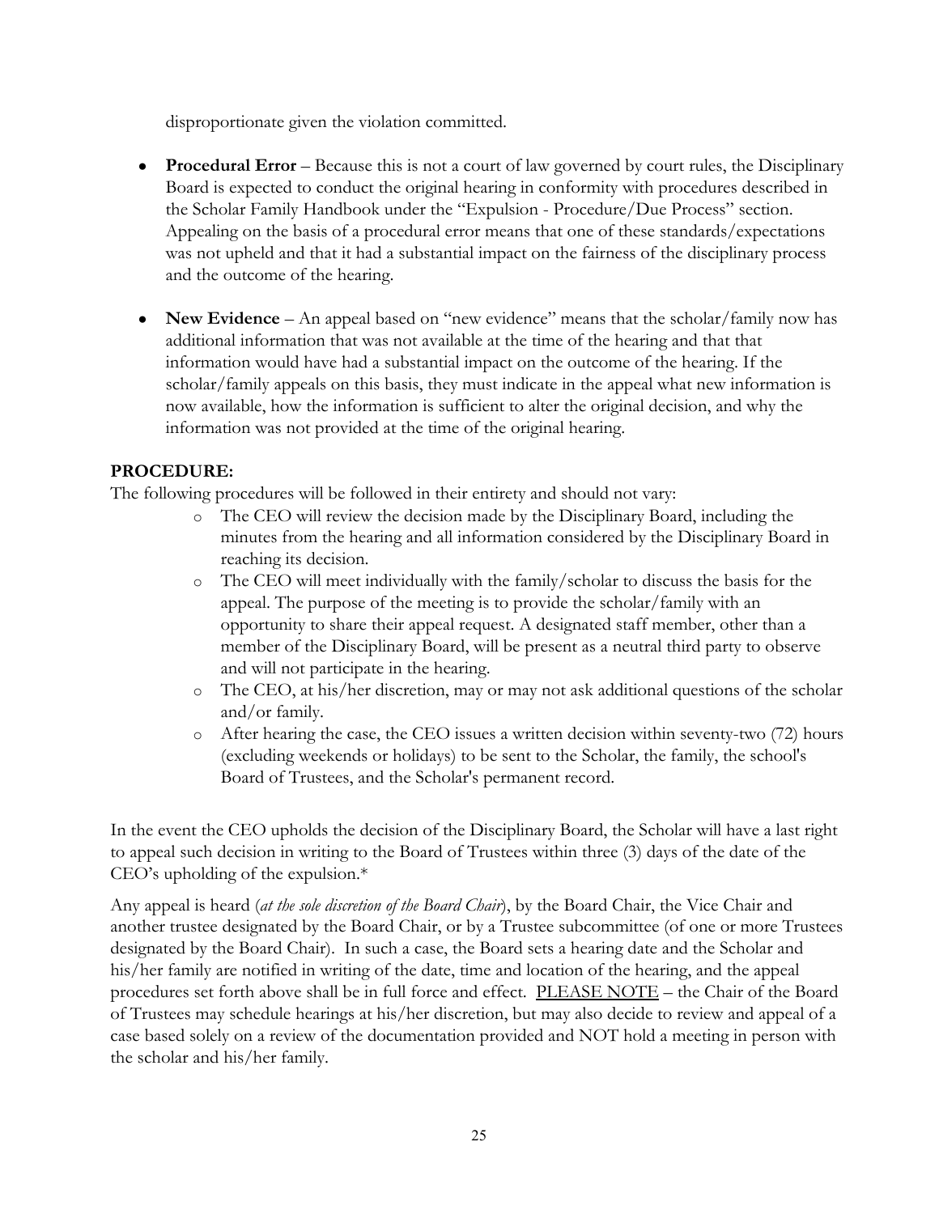disproportionate given the violation committed.

- **Procedural Error** – Because this is not a court of law governed by court rules, the Disciplinary Board is expected to conduct the original hearing in conformity with procedures described in the Scholar Family Handbook under the "Expulsion - Procedure/Due Process" section. Appealing on the basis of a procedural error means that one of these standards/expectations was not upheld and that it had a substantial impact on the fairness of the disciplinary process and the outcome of the hearing.
- **New Evidence** – An appeal based on "new evidence" means that the scholar/family now has additional information that was not available at the time of the hearing and that that information would have had a substantial impact on the outcome of the hearing. If the scholar/family appeals on this basis, they must indicate in the appeal what new information is now available, how the information is sufficient to alter the original decision, and why the information was not provided at the time of the original hearing.

**PROCEDURE:**

The following procedures will be followed in their entirety and should not vary:

- The CEO will review the decision made by the Disciplinary Board, including the minutes from the hearing and all information considered by the Disciplinary Board in reaching its decision.
- The CEO will meet individually with the family/scholar to discuss the basis for the appeal. The purpose of the meeting is to provide the scholar/family with an opportunity to share their appeal request. A designated staff member, other than a member of the Disciplinary Board, will be present as a neutral third party to observe and will not participate in the hearing.
- The CEO, at his/her discretion, may or may not ask additional questions of the scholar and/or family.
- After hearing the case, the CEO issues a written decision within seventy-two (72) hours (excluding weekends or holidays) to be sent to the Scholar, the family, the school's Board of Trustees, and the Scholar's permanent record.

In the event the CEO upholds the decision of the Disciplinary Board, the Scholar will have a last right to appeal such decision in writing to the Board of Trustees within three (3) days of the date of the CEO's upholding of the expulsion.*

Any appeal is heard (*at the sole discretion of the Board Chair*), by the Board Chair, the Vice Chair and another trustee designated by the Board Chair, or by a Trustee subcommittee (of one or more Trustees designated by the Board Chair). In such a case, the Board sets a hearing date and the Scholar and his/her family are notified in writing of the date, time and location of the hearing, and the appeal procedures set forth above shall be in full force and effect. <u>PLEASE NOTE</u> – the Chair of the Board of Trustees may schedule hearings at his/her discretion, but may also decide to review and appeal of a case based solely on a review of the documentation provided and NOT hold a meeting in person with the scholar and his/her family.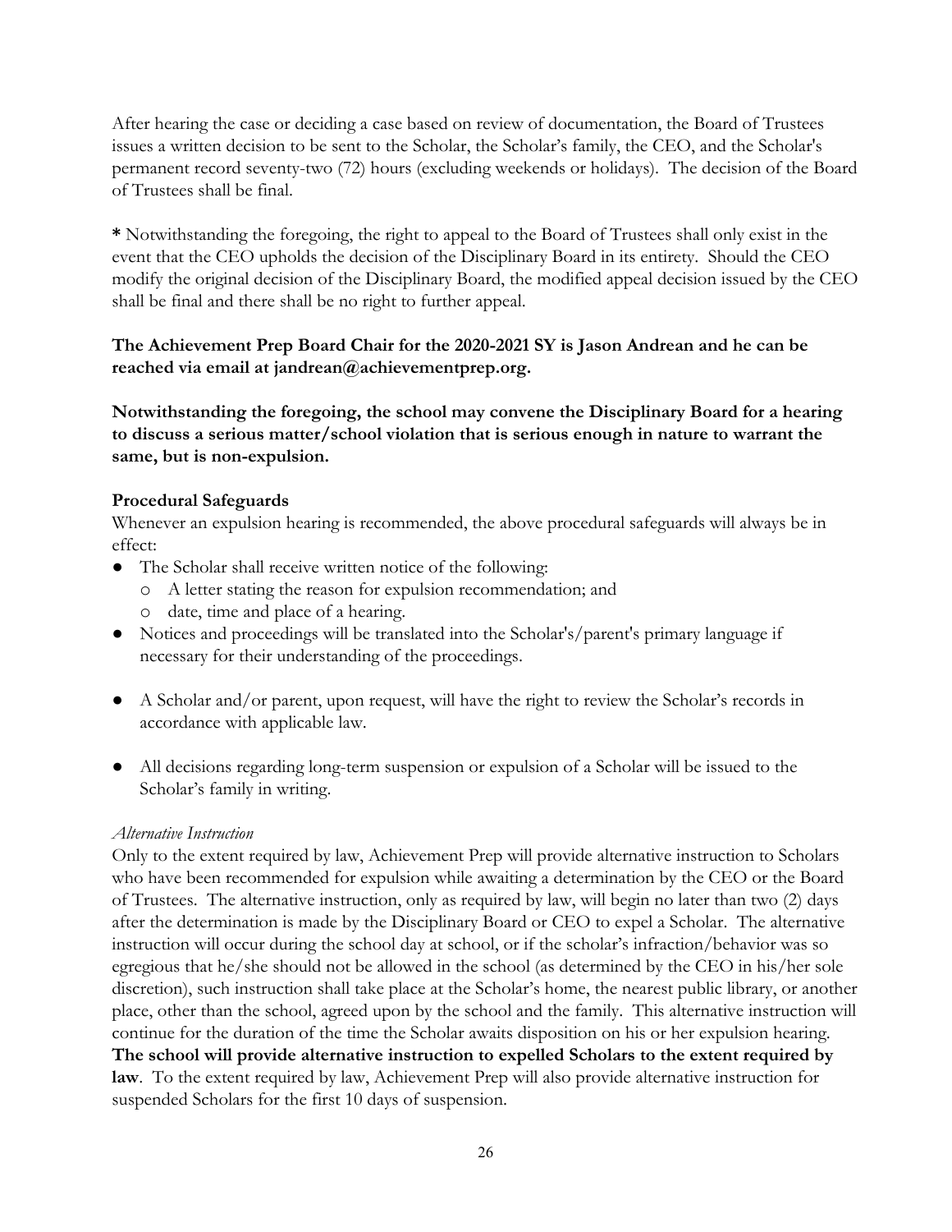After hearing the case or deciding a case based on review of documentation, the Board of Trustees issues a written decision to be sent to the Scholar, the Scholar's family, the CEO, and the Scholar's permanent record seventy-two (72) hours (excluding weekends or holidays). The decision of the Board of Trustees shall be final.

**\*** Notwithstanding the foregoing, the right to appeal to the Board of Trustees shall only exist in the event that the CEO upholds the decision of the Disciplinary Board in its entirety. Should the CEO modify the original decision of the Disciplinary Board, the modified appeal decision issued by the CEO shall be final and there shall be no right to further appeal.

**The Achievement Prep Board Chair for the 2020-2021 SY is Jason Andrean and he can be reached via email at jandrean@achievementprep.org.**

**Notwithstanding the foregoing, the school may convene the Disciplinary Board for a hearing to discuss a serious matter/school violation that is serious enough in nature to warrant the same, but is non-expulsion.**

**Procedural Safeguards**

Whenever an expulsion hearing is recommended, the above procedural safeguards will always be in effect:

- The Scholar shall receive written notice of the following:
  - A letter stating the reason for expulsion recommendation; and
  - date, time and place of a hearing.
- Notices and proceedings will be translated into the Scholar's/parent's primary language if necessary for their understanding of the proceedings.
- A Scholar and/or parent, upon request, will have the right to review the Scholar's records in accordance with applicable law.
- All decisions regarding long-term suspension or expulsion of a Scholar will be issued to the Scholar's family in writing.

*Alternative Instruction*

Only to the extent required by law, Achievement Prep will provide alternative instruction to Scholars who have been recommended for expulsion while awaiting a determination by the CEO or the Board of Trustees. The alternative instruction, only as required by law, will begin no later than two (2) days after the determination is made by the Disciplinary Board or CEO to expel a Scholar. The alternative instruction will occur during the school day at school, or if the scholar's infraction/behavior was so egregious that he/she should not be allowed in the school (as determined by the CEO in his/her sole discretion), such instruction shall take place at the Scholar's home, the nearest public library, or another place, other than the school, agreed upon by the school and the family. This alternative instruction will continue for the duration of the time the Scholar awaits disposition on his or her expulsion hearing. **The school will provide alternative instruction to expelled Scholars to the extent required by law**. To the extent required by law, Achievement Prep will also provide alternative instruction for suspended Scholars for the first 10 days of suspension.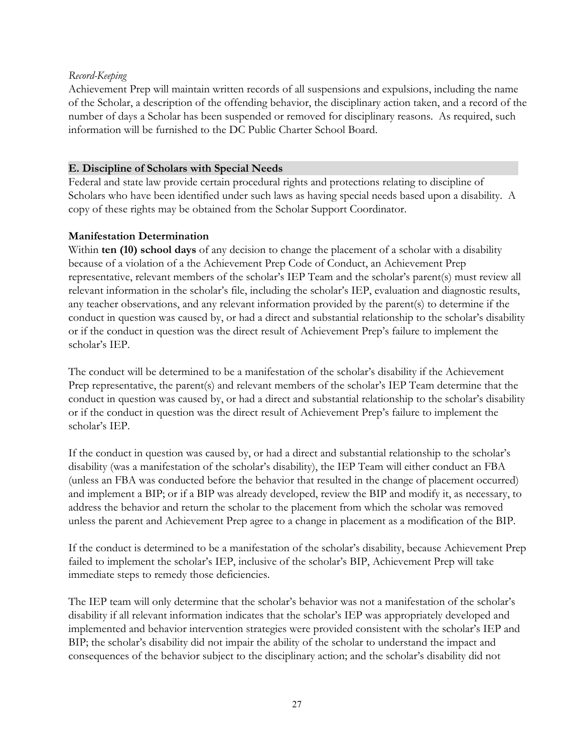*Record-Keeping*

Achievement Prep will maintain written records of all suspensions and expulsions, including the name of the Scholar, a description of the offending behavior, the disciplinary action taken, and a record of the number of days a Scholar has been suspended or removed for disciplinary reasons. As required, such information will be furnished to the DC Public Charter School Board.

## E. Discipline of Scholars with Special Needs

Federal and state law provide certain procedural rights and protections relating to discipline of Scholars who have been identified under such laws as having special needs based upon a disability. A copy of these rights may be obtained from the Scholar Support Coordinator.

### Manifestation Determination

Within **ten (10) school days** of any decision to change the placement of a scholar with a disability because of a violation of a the Achievement Prep Code of Conduct, an Achievement Prep representative, relevant members of the scholar's IEP Team and the scholar's parent(s) must review all relevant information in the scholar's file, including the scholar's IEP, evaluation and diagnostic results, any teacher observations, and any relevant information provided by the parent(s) to determine if the conduct in question was caused by, or had a direct and substantial relationship to the scholar's disability or if the conduct in question was the direct result of Achievement Prep's failure to implement the scholar's IEP.

The conduct will be determined to be a manifestation of the scholar's disability if the Achievement Prep representative, the parent(s) and relevant members of the scholar's IEP Team determine that the conduct in question was caused by, or had a direct and substantial relationship to the scholar's disability or if the conduct in question was the direct result of Achievement Prep's failure to implement the scholar's IEP.

If the conduct in question was caused by, or had a direct and substantial relationship to the scholar's disability (was a manifestation of the scholar's disability), the IEP Team will either conduct an FBA (unless an FBA was conducted before the behavior that resulted in the change of placement occurred) and implement a BIP; or if a BIP was already developed, review the BIP and modify it, as necessary, to address the behavior and return the scholar to the placement from which the scholar was removed unless the parent and Achievement Prep agree to a change in placement as a modification of the BIP.

If the conduct is determined to be a manifestation of the scholar's disability, because Achievement Prep failed to implement the scholar's IEP, inclusive of the scholar's BIP, Achievement Prep will take immediate steps to remedy those deficiencies.

The IEP team will only determine that the scholar's behavior was not a manifestation of the scholar's disability if all relevant information indicates that the scholar's IEP was appropriately developed and implemented and behavior intervention strategies were provided consistent with the scholar's IEP and BIP; the scholar's disability did not impair the ability of the scholar to understand the impact and consequences of the behavior subject to the disciplinary action; and the scholar's disability did not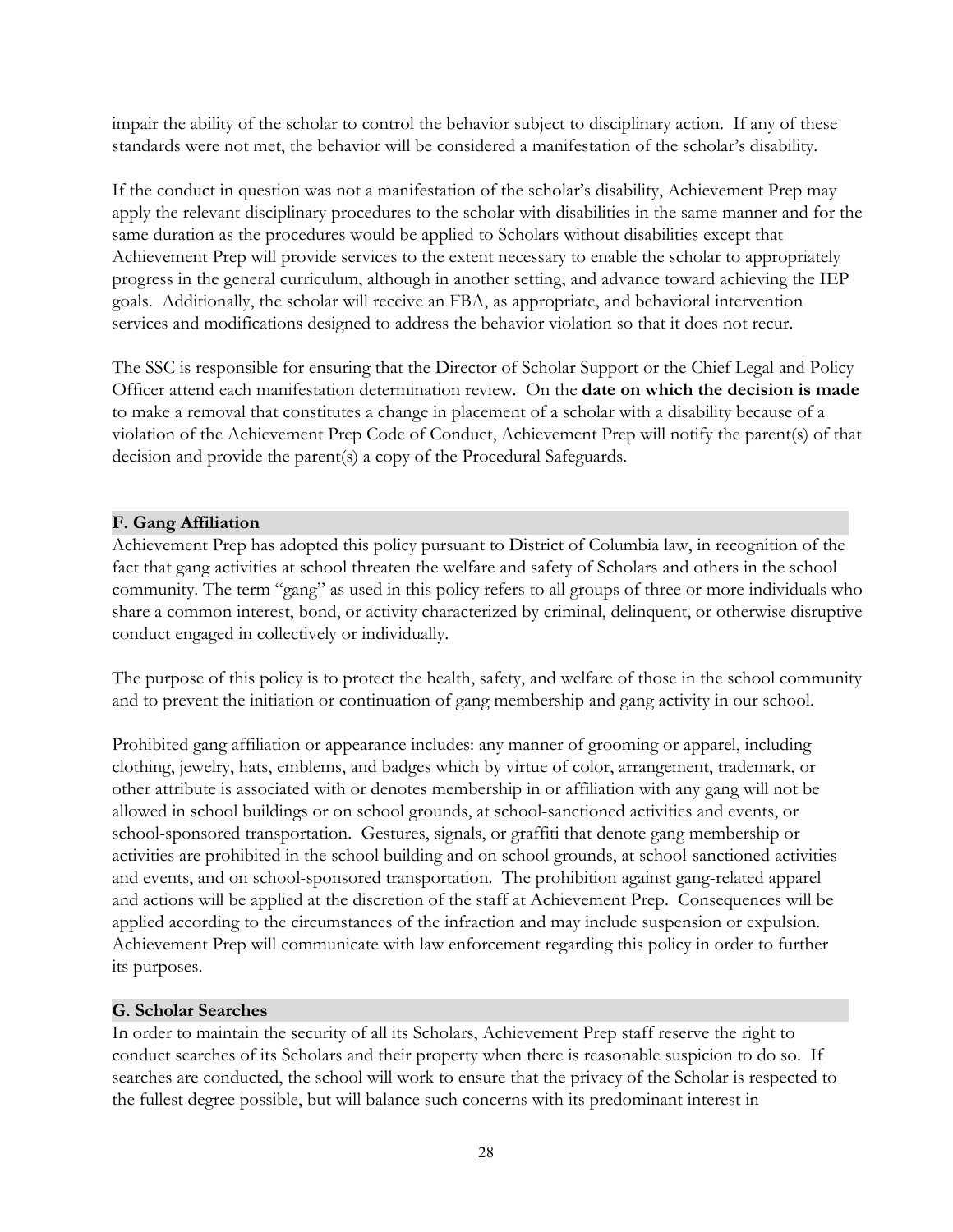impair the ability of the scholar to control the behavior subject to disciplinary action. If any of these standards were not met, the behavior will be considered a manifestation of the scholar's disability.

If the conduct in question was not a manifestation of the scholar's disability, Achievement Prep may apply the relevant disciplinary procedures to the scholar with disabilities in the same manner and for the same duration as the procedures would be applied to Scholars without disabilities except that Achievement Prep will provide services to the extent necessary to enable the scholar to appropriately progress in the general curriculum, although in another setting, and advance toward achieving the IEP goals. Additionally, the scholar will receive an FBA, as appropriate, and behavioral intervention services and modifications designed to address the behavior violation so that it does not recur.

The SSC is responsible for ensuring that the Director of Scholar Support or the Chief Legal and Policy Officer attend each manifestation determination review. On the **date on which the decision is made** to make a removal that constitutes a change in placement of a scholar with a disability because of a violation of the Achievement Prep Code of Conduct, Achievement Prep will notify the parent(s) of that decision and provide the parent(s) a copy of the Procedural Safeguards.

### F. Gang Affiliation

Achievement Prep has adopted this policy pursuant to District of Columbia law, in recognition of the fact that gang activities at school threaten the welfare and safety of Scholars and others in the school community. The term "gang" as used in this policy refers to all groups of three or more individuals who share a common interest, bond, or activity characterized by criminal, delinquent, or otherwise disruptive conduct engaged in collectively or individually.

The purpose of this policy is to protect the health, safety, and welfare of those in the school community and to prevent the initiation or continuation of gang membership and gang activity in our school.

Prohibited gang affiliation or appearance includes: any manner of grooming or apparel, including clothing, jewelry, hats, emblems, and badges which by virtue of color, arrangement, trademark, or other attribute is associated with or denotes membership in or affiliation with any gang will not be allowed in school buildings or on school grounds, at school-sanctioned activities and events, or school-sponsored transportation. Gestures, signals, or graffiti that denote gang membership or activities are prohibited in the school building and on school grounds, at school-sanctioned activities and events, and on school-sponsored transportation. The prohibition against gang-related apparel and actions will be applied at the discretion of the staff at Achievement Prep. Consequences will be applied according to the circumstances of the infraction and may include suspension or expulsion. Achievement Prep will communicate with law enforcement regarding this policy in order to further its purposes.

### G. Scholar Searches

In order to maintain the security of all its Scholars, Achievement Prep staff reserve the right to conduct searches of its Scholars and their property when there is reasonable suspicion to do so. If searches are conducted, the school will work to ensure that the privacy of the Scholar is respected to the fullest degree possible, but will balance such concerns with its predominant interest in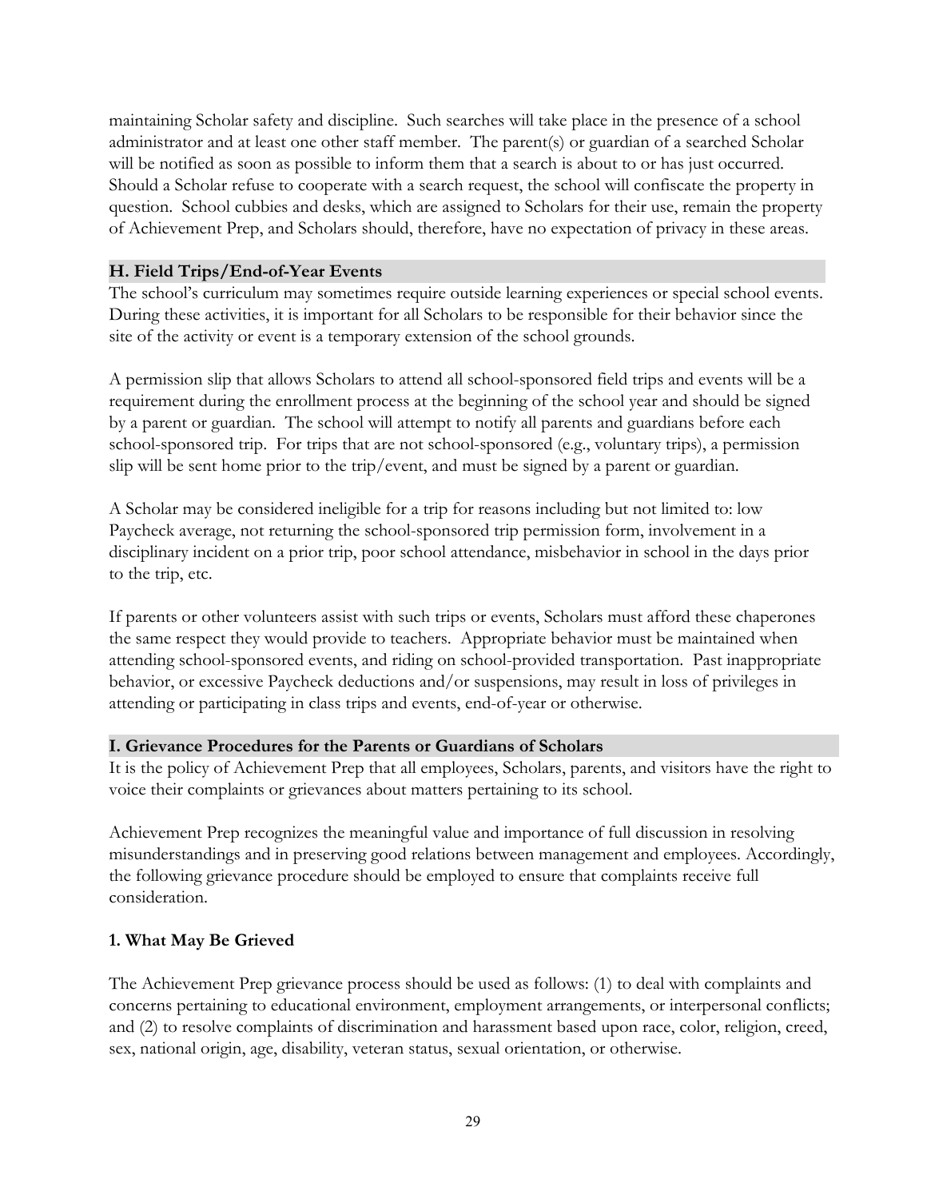maintaining Scholar safety and discipline. Such searches will take place in the presence of a school administrator and at least one other staff member. The parent(s) or guardian of a searched Scholar will be notified as soon as possible to inform them that a search is about to or has just occurred. Should a Scholar refuse to cooperate with a search request, the school will confiscate the property in question. School cubbies and desks, which are assigned to Scholars for their use, remain the property of Achievement Prep, and Scholars should, therefore, have no expectation of privacy in these areas.

### H. Field Trips/End-of-Year Events

The school's curriculum may sometimes require outside learning experiences or special school events. During these activities, it is important for all Scholars to be responsible for their behavior since the site of the activity or event is a temporary extension of the school grounds.

A permission slip that allows Scholars to attend all school-sponsored field trips and events will be a requirement during the enrollment process at the beginning of the school year and should be signed by a parent or guardian. The school will attempt to notify all parents and guardians before each school-sponsored trip. For trips that are not school-sponsored (e.g., voluntary trips), a permission slip will be sent home prior to the trip/event, and must be signed by a parent or guardian.

A Scholar may be considered ineligible for a trip for reasons including but not limited to: low Paycheck average, not returning the school-sponsored trip permission form, involvement in a disciplinary incident on a prior trip, poor school attendance, misbehavior in school in the days prior to the trip, etc.

If parents or other volunteers assist with such trips or events, Scholars must afford these chaperones the same respect they would provide to teachers. Appropriate behavior must be maintained when attending school-sponsored events, and riding on school-provided transportation. Past inappropriate behavior, or excessive Paycheck deductions and/or suspensions, may result in loss of privileges in attending or participating in class trips and events, end-of-year or otherwise.

### I. Grievance Procedures for the Parents or Guardians of Scholars

It is the policy of Achievement Prep that all employees, Scholars, parents, and visitors have the right to voice their complaints or grievances about matters pertaining to its school.

Achievement Prep recognizes the meaningful value and importance of full discussion in resolving misunderstandings and in preserving good relations between management and employees. Accordingly, the following grievance procedure should be employed to ensure that complaints receive full consideration.

#### 1. What May Be Grieved

The Achievement Prep grievance process should be used as follows: (1) to deal with complaints and concerns pertaining to educational environment, employment arrangements, or interpersonal conflicts; and (2) to resolve complaints of discrimination and harassment based upon race, color, religion, creed, sex, national origin, age, disability, veteran status, sexual orientation, or otherwise.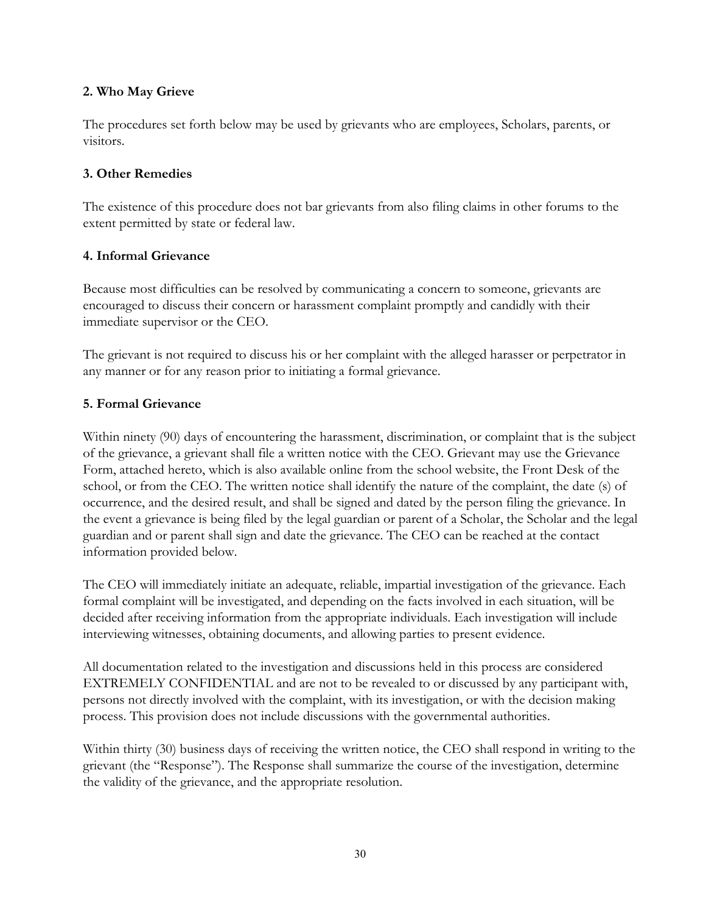**2. Who May Grieve**

The procedures set forth below may be used by grievants who are employees, Scholars, parents, or visitors.

**3. Other Remedies**

The existence of this procedure does not bar grievants from also filing claims in other forums to the extent permitted by state or federal law.

**4. Informal Grievance**

Because most difficulties can be resolved by communicating a concern to someone, grievants are encouraged to discuss their concern or harassment complaint promptly and candidly with their immediate supervisor or the CEO.

The grievant is not required to discuss his or her complaint with the alleged harasser or perpetrator in any manner or for any reason prior to initiating a formal grievance.

**5. Formal Grievance**

Within ninety (90) days of encountering the harassment, discrimination, or complaint that is the subject of the grievance, a grievant shall file a written notice with the CEO. Grievant may use the Grievance Form, attached hereto, which is also available online from the school website, the Front Desk of the school, or from the CEO. The written notice shall identify the nature of the complaint, the date (s) of occurrence, and the desired result, and shall be signed and dated by the person filing the grievance. In the event a grievance is being filed by the legal guardian or parent of a Scholar, the Scholar and the legal guardian and or parent shall sign and date the grievance. The CEO can be reached at the contact information provided below.

The CEO will immediately initiate an adequate, reliable, impartial investigation of the grievance. Each formal complaint will be investigated, and depending on the facts involved in each situation, will be decided after receiving information from the appropriate individuals. Each investigation will include interviewing witnesses, obtaining documents, and allowing parties to present evidence.

All documentation related to the investigation and discussions held in this process are considered EXTREMELY CONFIDENTIAL and are not to be revealed to or discussed by any participant with, persons not directly involved with the complaint, with its investigation, or with the decision making process. This provision does not include discussions with the governmental authorities.

Within thirty (30) business days of receiving the written notice, the CEO shall respond in writing to the grievant (the "Response"). The Response shall summarize the course of the investigation, determine the validity of the grievance, and the appropriate resolution.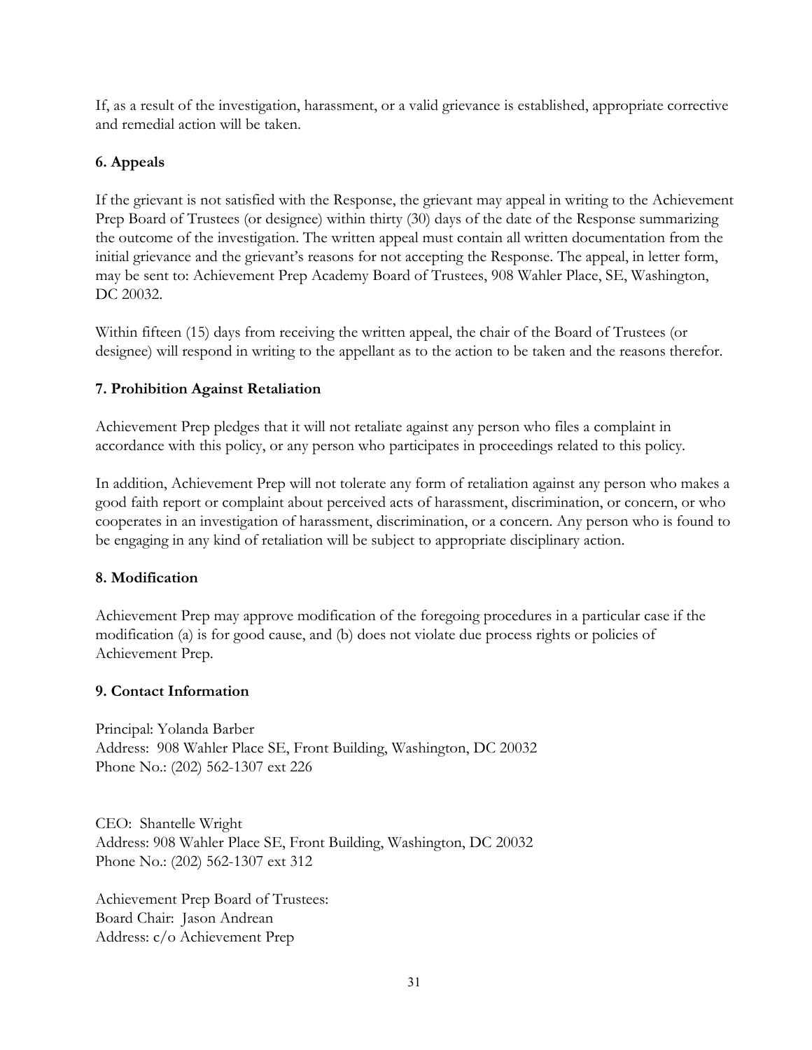If, as a result of the investigation, harassment, or a valid grievance is established, appropriate corrective and remedial action will be taken.

### 6. Appeals

If the grievant is not satisfied with the Response, the grievant may appeal in writing to the Achievement Prep Board of Trustees (or designee) within thirty (30) days of the date of the Response summarizing the outcome of the investigation. The written appeal must contain all written documentation from the initial grievance and the grievant's reasons for not accepting the Response. The appeal, in letter form, may be sent to: Achievement Prep Academy Board of Trustees, 908 Wahler Place, SE, Washington, DC 20032.

Within fifteen (15) days from receiving the written appeal, the chair of the Board of Trustees (or designee) will respond in writing to the appellant as to the action to be taken and the reasons therefor.

### 7. Prohibition Against Retaliation

Achievement Prep pledges that it will not retaliate against any person who files a complaint in accordance with this policy, or any person who participates in proceedings related to this policy.

In addition, Achievement Prep will not tolerate any form of retaliation against any person who makes a good faith report or complaint about perceived acts of harassment, discrimination, or concern, or who cooperates in an investigation of harassment, discrimination, or a concern. Any person who is found to be engaging in any kind of retaliation will be subject to appropriate disciplinary action.

### 8. Modification

Achievement Prep may approve modification of the foregoing procedures in a particular case if the modification (a) is for good cause, and (b) does not violate due process rights or policies of Achievement Prep.

### 9. Contact Information

Principal: Yolanda Barber
Address: 908 Wahler Place SE, Front Building, Washington, DC 20032
Phone No.: (202) 562-1307 ext 226

CEO: Shantelle Wright
Address: 908 Wahler Place SE, Front Building, Washington, DC 20032
Phone No.: (202) 562-1307 ext 312

Achievement Prep Board of Trustees:
Board Chair: Jason Andrean
Address: c/o Achievement Prep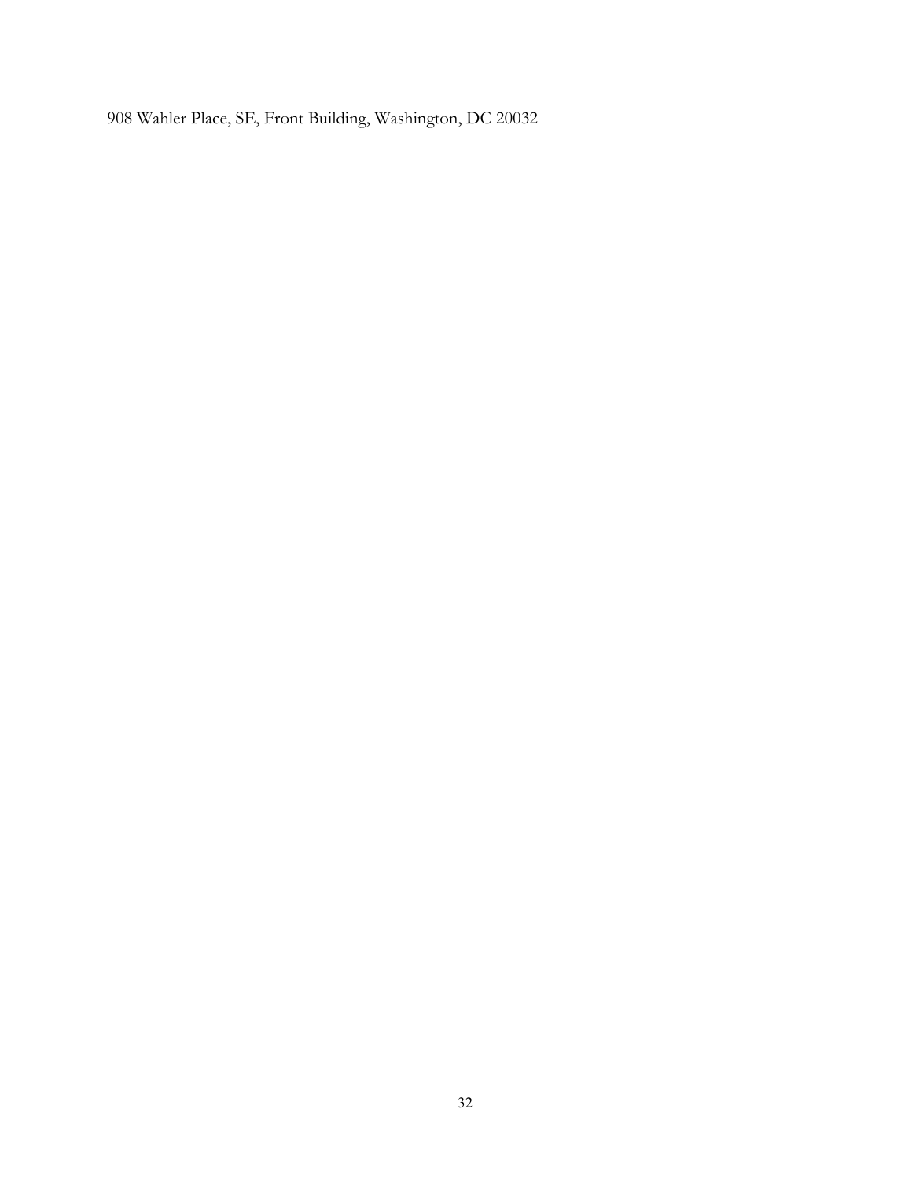908 Wahler Place, SE, Front Building, Washington, DC 20032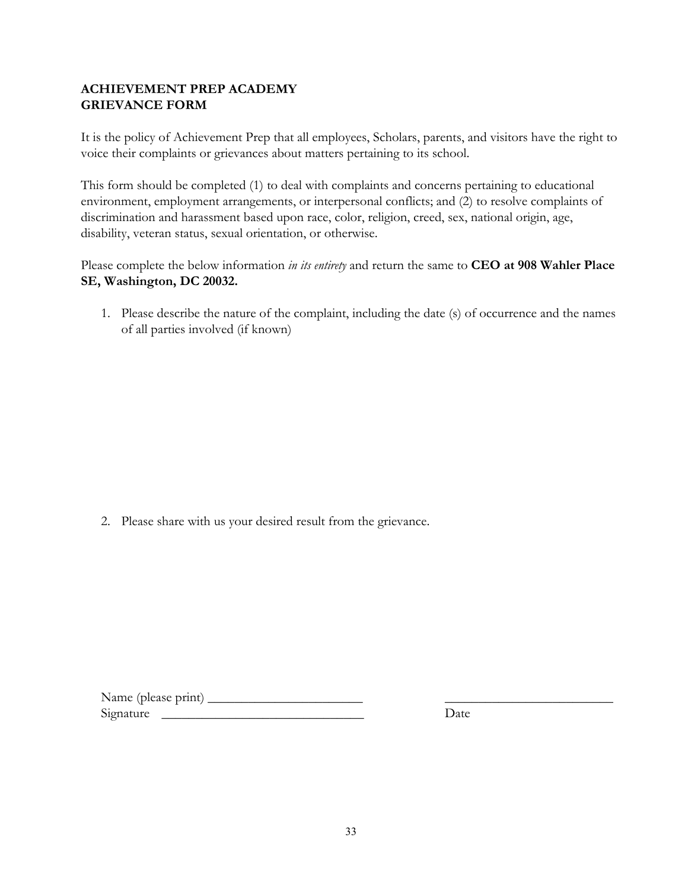**ACHIEVEMENT PREP ACADEMY**
**GRIEVANCE FORM**

It is the policy of Achievement Prep that all employees, Scholars, parents, and visitors have the right to voice their complaints or grievances about matters pertaining to its school.

This form should be completed (1) to deal with complaints and concerns pertaining to educational environment, employment arrangements, or interpersonal conflicts; and (2) to resolve complaints of discrimination and harassment based upon race, color, religion, creed, sex, national origin, age, disability, veteran status, sexual orientation, or otherwise.

Please complete the below information *in its entirety* and return the same to **CEO at 908 Wahler Place SE, Washington, DC 20032.**

1. Please describe the nature of the complaint, including the date (s) of occurrence and the names of all parties involved (if known)

2. Please share with us your desired result from the grievance.

Name (please print) _______________________ &nbsp;&nbsp;&nbsp;&nbsp;&nbsp;&nbsp;&nbsp;&nbsp; _________________________

Signature _______________________________ &nbsp;&nbsp;&nbsp;&nbsp;&nbsp;&nbsp;&nbsp;&nbsp; Date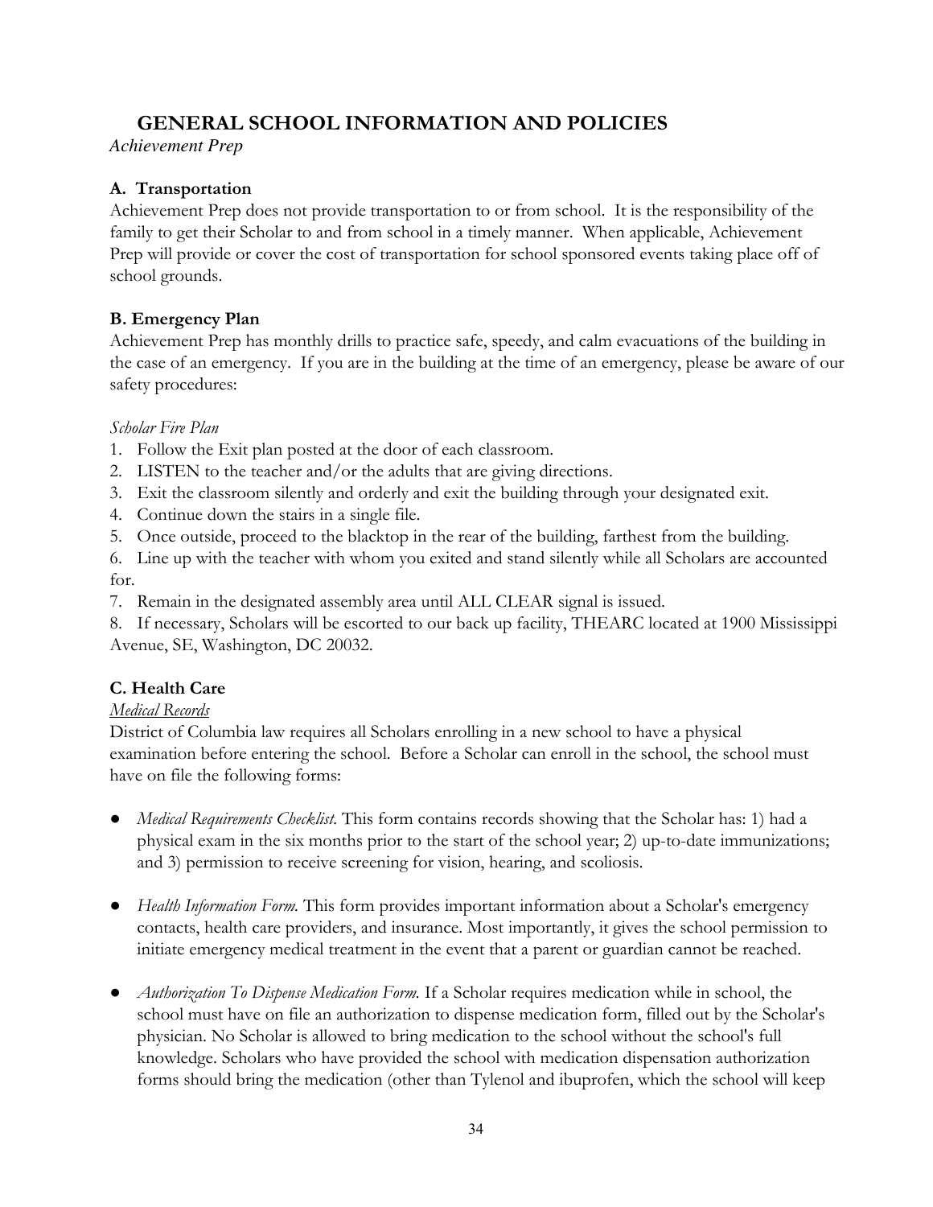# GENERAL SCHOOL INFORMATION AND POLICIES

*Achievement Prep*

### A. Transportation

Achievement Prep does not provide transportation to or from school. It is the responsibility of the family to get their Scholar to and from school in a timely manner. When applicable, Achievement Prep will provide or cover the cost of transportation for school sponsored events taking place off of school grounds.

### B. Emergency Plan

Achievement Prep has monthly drills to practice safe, speedy, and calm evacuations of the building in the case of an emergency. If you are in the building at the time of an emergency, please be aware of our safety procedures:

*Scholar Fire Plan*

1. Follow the Exit plan posted at the door of each classroom.
2. LISTEN to the teacher and/or the adults that are giving directions.
3. Exit the classroom silently and orderly and exit the building through your designated exit.
4. Continue down the stairs in a single file.
5. Once outside, proceed to the blacktop in the rear of the building, farthest from the building.
6. Line up with the teacher with whom you exited and stand silently while all Scholars are accounted for.
7. Remain in the designated assembly area until ALL CLEAR signal is issued.
8. If necessary, Scholars will be escorted to our back up facility, THEARC located at 1900 Mississippi Avenue, SE, Washington, DC 20032.

### C. Health Care

*<u>Medical Records</u>*

District of Columbia law requires all Scholars enrolling in a new school to have a physical examination before entering the school. Before a Scholar can enroll in the school, the school must have on file the following forms:

- *Medical Requirements Checklist.* This form contains records showing that the Scholar has: 1) had a physical exam in the six months prior to the start of the school year; 2) up-to-date immunizations; and 3) permission to receive screening for vision, hearing, and scoliosis.
- *Health Information Form.* This form provides important information about a Scholar's emergency contacts, health care providers, and insurance. Most importantly, it gives the school permission to initiate emergency medical treatment in the event that a parent or guardian cannot be reached.
- *Authorization To Dispense Medication Form.* If a Scholar requires medication while in school, the school must have on file an authorization to dispense medication form, filled out by the Scholar's physician. No Scholar is allowed to bring medication to the school without the school's full knowledge. Scholars who have provided the school with medication dispensation authorization forms should bring the medication (other than Tylenol and ibuprofen, which the school will keep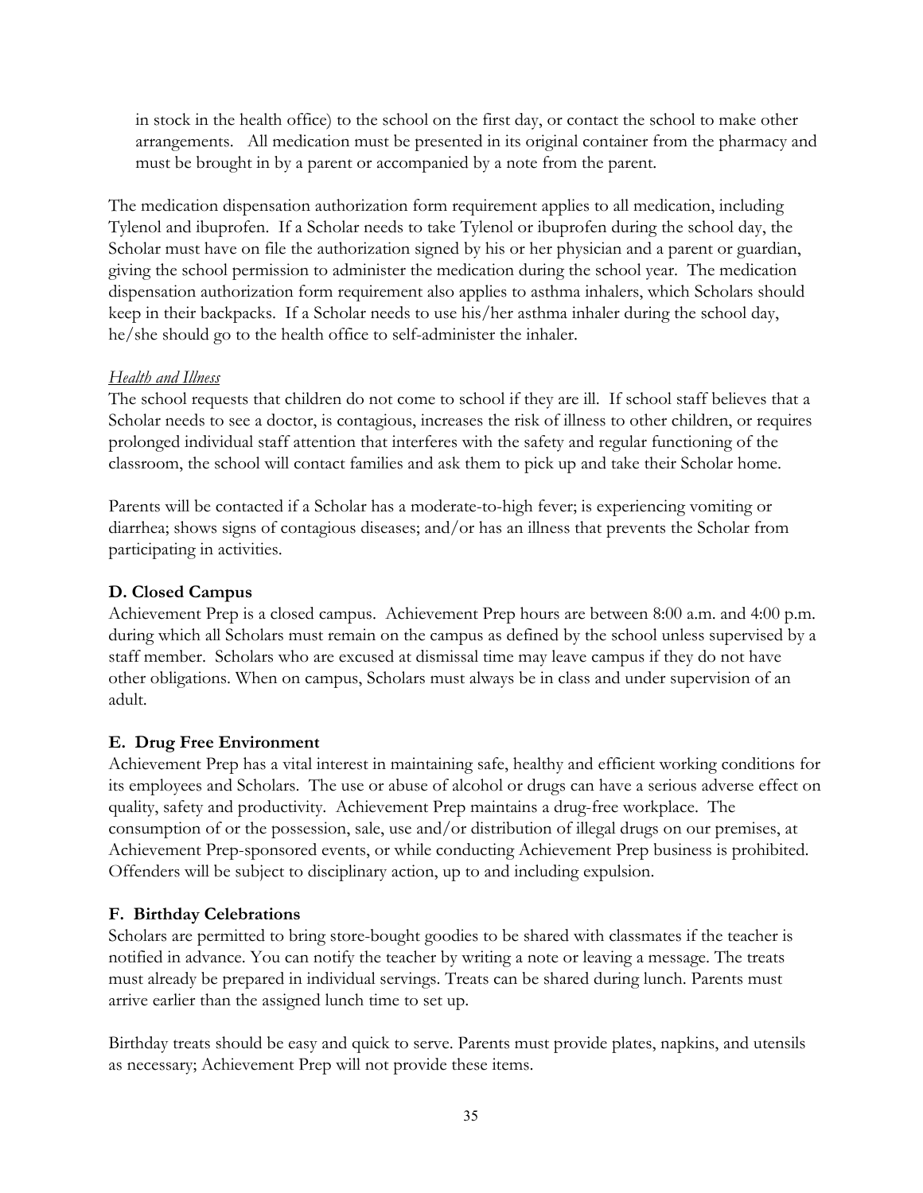in stock in the health office) to the school on the first day, or contact the school to make other arrangements. All medication must be presented in its original container from the pharmacy and must be brought in by a parent or accompanied by a note from the parent.

The medication dispensation authorization form requirement applies to all medication, including Tylenol and ibuprofen. If a Scholar needs to take Tylenol or ibuprofen during the school day, the Scholar must have on file the authorization signed by his or her physician and a parent or guardian, giving the school permission to administer the medication during the school year. The medication dispensation authorization form requirement also applies to asthma inhalers, which Scholars should keep in their backpacks. If a Scholar needs to use his/her asthma inhaler during the school day, he/she should go to the health office to self-administer the inhaler.

*Health and Illness*

The school requests that children do not come to school if they are ill. If school staff believes that a Scholar needs to see a doctor, is contagious, increases the risk of illness to other children, or requires prolonged individual staff attention that interferes with the safety and regular functioning of the classroom, the school will contact families and ask them to pick up and take their Scholar home.

Parents will be contacted if a Scholar has a moderate-to-high fever; is experiencing vomiting or diarrhea; shows signs of contagious diseases; and/or has an illness that prevents the Scholar from participating in activities.

**D. Closed Campus**

Achievement Prep is a closed campus. Achievement Prep hours are between 8:00 a.m. and 4:00 p.m. during which all Scholars must remain on the campus as defined by the school unless supervised by a staff member. Scholars who are excused at dismissal time may leave campus if they do not have other obligations. When on campus, Scholars must always be in class and under supervision of an adult.

**E. Drug Free Environment**

Achievement Prep has a vital interest in maintaining safe, healthy and efficient working conditions for its employees and Scholars. The use or abuse of alcohol or drugs can have a serious adverse effect on quality, safety and productivity. Achievement Prep maintains a drug-free workplace. The consumption of or the possession, sale, use and/or distribution of illegal drugs on our premises, at Achievement Prep-sponsored events, or while conducting Achievement Prep business is prohibited. Offenders will be subject to disciplinary action, up to and including expulsion.

**F. Birthday Celebrations**

Scholars are permitted to bring store-bought goodies to be shared with classmates if the teacher is notified in advance. You can notify the teacher by writing a note or leaving a message. The treats must already be prepared in individual servings. Treats can be shared during lunch. Parents must arrive earlier than the assigned lunch time to set up.

Birthday treats should be easy and quick to serve. Parents must provide plates, napkins, and utensils as necessary; Achievement Prep will not provide these items.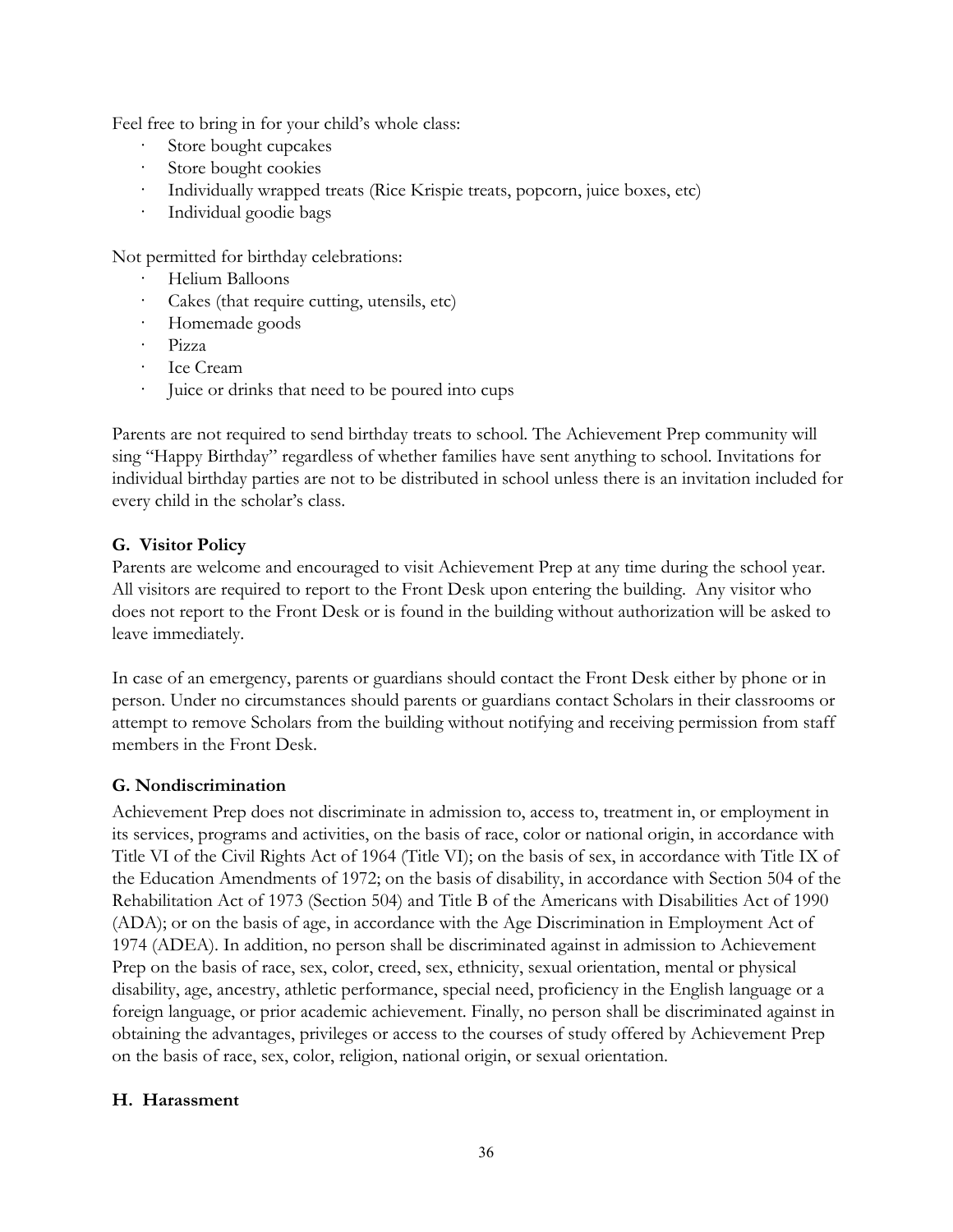Feel free to bring in for your child's whole class:

- Store bought cupcakes
- Store bought cookies
- Individually wrapped treats (Rice Krispie treats, popcorn, juice boxes, etc)
- Individual goodie bags

Not permitted for birthday celebrations:

- Helium Balloons
- Cakes (that require cutting, utensils, etc)
- Homemade goods
- Pizza
- Ice Cream
- Juice or drinks that need to be poured into cups

Parents are not required to send birthday treats to school. The Achievement Prep community will sing "Happy Birthday" regardless of whether families have sent anything to school. Invitations for individual birthday parties are not to be distributed in school unless there is an invitation included for every child in the scholar's class.

### G. Visitor Policy

Parents are welcome and encouraged to visit Achievement Prep at any time during the school year. All visitors are required to report to the Front Desk upon entering the building. Any visitor who does not report to the Front Desk or is found in the building without authorization will be asked to leave immediately.

In case of an emergency, parents or guardians should contact the Front Desk either by phone or in person. Under no circumstances should parents or guardians contact Scholars in their classrooms or attempt to remove Scholars from the building without notifying and receiving permission from staff members in the Front Desk.

### G. Nondiscrimination

Achievement Prep does not discriminate in admission to, access to, treatment in, or employment in its services, programs and activities, on the basis of race, color or national origin, in accordance with Title VI of the Civil Rights Act of 1964 (Title VI); on the basis of sex, in accordance with Title IX of the Education Amendments of 1972; on the basis of disability, in accordance with Section 504 of the Rehabilitation Act of 1973 (Section 504) and Title B of the Americans with Disabilities Act of 1990 (ADA); or on the basis of age, in accordance with the Age Discrimination in Employment Act of 1974 (ADEA). In addition, no person shall be discriminated against in admission to Achievement Prep on the basis of race, sex, color, creed, sex, ethnicity, sexual orientation, mental or physical disability, age, ancestry, athletic performance, special need, proficiency in the English language or a foreign language, or prior academic achievement. Finally, no person shall be discriminated against in obtaining the advantages, privileges or access to the courses of study offered by Achievement Prep on the basis of race, sex, color, religion, national origin, or sexual orientation.

### H. Harassment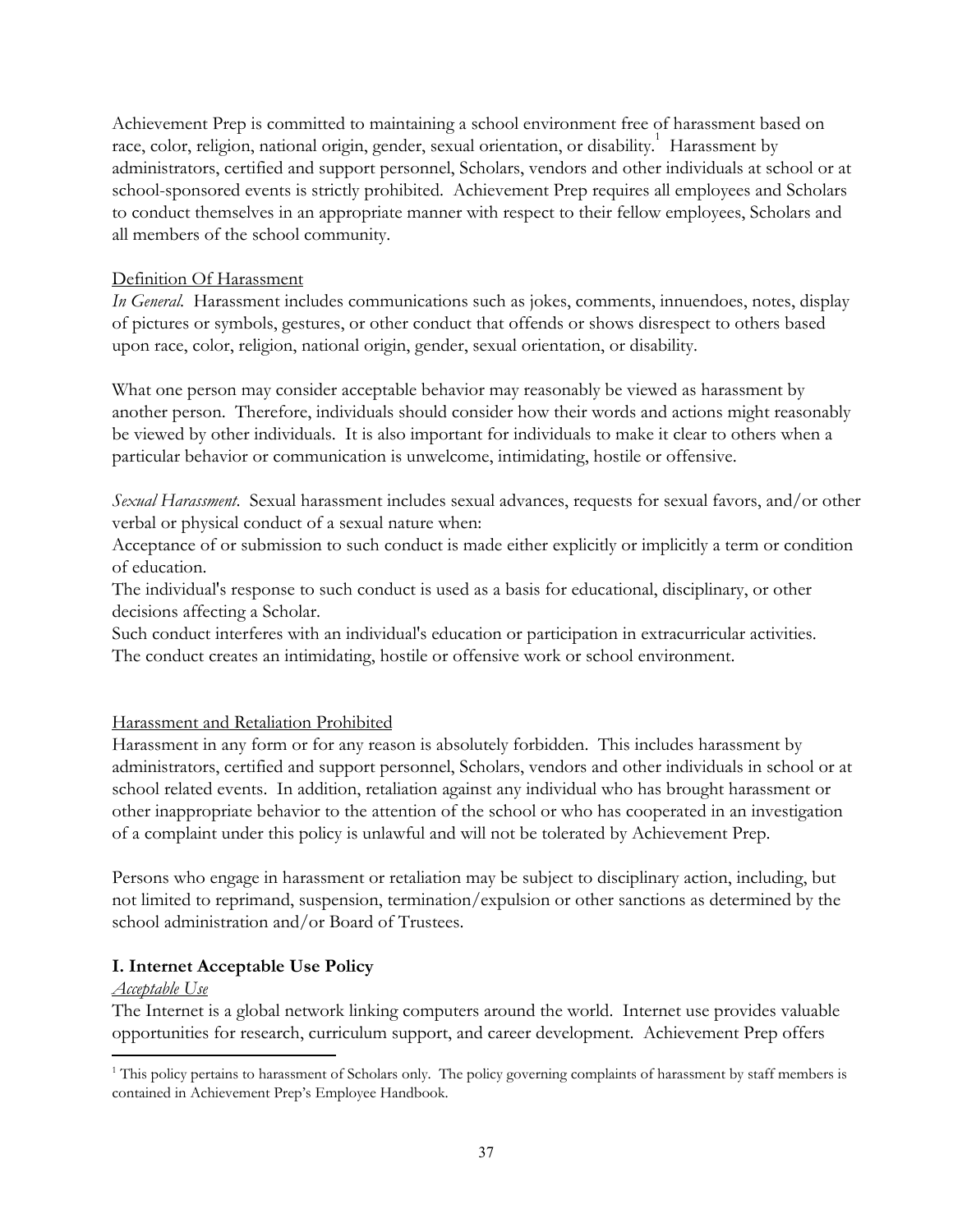Achievement Prep is committed to maintaining a school environment free of harassment based on race, color, religion, national origin, gender, sexual orientation, or disability.[1] Harassment by administrators, certified and support personnel, Scholars, vendors and other individuals at school or at school-sponsored events is strictly prohibited. Achievement Prep requires all employees and Scholars to conduct themselves in an appropriate manner with respect to their fellow employees, Scholars and all members of the school community.

<u>Definition Of Harassment</u>

*In General.* Harassment includes communications such as jokes, comments, innuendoes, notes, display of pictures or symbols, gestures, or other conduct that offends or shows disrespect to others based upon race, color, religion, national origin, gender, sexual orientation, or disability.

What one person may consider acceptable behavior may reasonably be viewed as harassment by another person. Therefore, individuals should consider how their words and actions might reasonably be viewed by other individuals. It is also important for individuals to make it clear to others when a particular behavior or communication is unwelcome, intimidating, hostile or offensive.

*Sexual Harassment.* Sexual harassment includes sexual advances, requests for sexual favors, and/or other verbal or physical conduct of a sexual nature when:

Acceptance of or submission to such conduct is made either explicitly or implicitly a term or condition of education.

The individual's response to such conduct is used as a basis for educational, disciplinary, or other decisions affecting a Scholar.

Such conduct interferes with an individual's education or participation in extracurricular activities.

The conduct creates an intimidating, hostile or offensive work or school environment.

<u>Harassment and Retaliation Prohibited</u>

Harassment in any form or for any reason is absolutely forbidden. This includes harassment by administrators, certified and support personnel, Scholars, vendors and other individuals in school or at school related events. In addition, retaliation against any individual who has brought harassment or other inappropriate behavior to the attention of the school or who has cooperated in an investigation of a complaint under this policy is unlawful and will not be tolerated by Achievement Prep.

Persons who engage in harassment or retaliation may be subject to disciplinary action, including, but not limited to reprimand, suspension, termination/expulsion or other sanctions as determined by the school administration and/or Board of Trustees.

## I. Internet Acceptable Use Policy

*<u>Acceptable Use</u>*

The Internet is a global network linking computers around the world. Internet use provides valuable opportunities for research, curriculum support, and career development. Achievement Prep offers

---

[1] This policy pertains to harassment of Scholars only. The policy governing complaints of harassment by staff members is contained in Achievement Prep's Employee Handbook.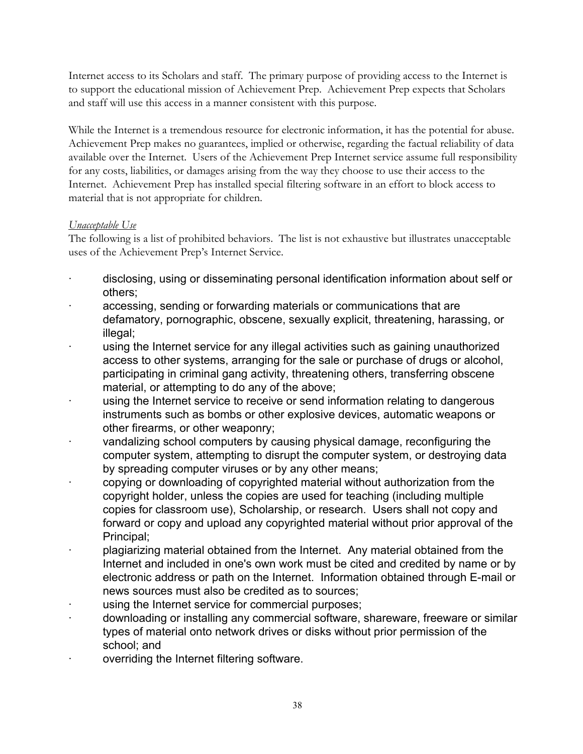Internet access to its Scholars and staff. The primary purpose of providing access to the Internet is to support the educational mission of Achievement Prep. Achievement Prep expects that Scholars and staff will use this access in a manner consistent with this purpose.

While the Internet is a tremendous resource for electronic information, it has the potential for abuse. Achievement Prep makes no guarantees, implied or otherwise, regarding the factual reliability of data available over the Internet. Users of the Achievement Prep Internet service assume full responsibility for any costs, liabilities, or damages arising from the way they choose to use their access to the Internet. Achievement Prep has installed special filtering software in an effort to block access to material that is not appropriate for children.

*Unacceptable Use*

The following is a list of prohibited behaviors. The list is not exhaustive but illustrates unacceptable uses of the Achievement Prep's Internet Service.

- disclosing, using or disseminating personal identification information about self or others;
- accessing, sending or forwarding materials or communications that are defamatory, pornographic, obscene, sexually explicit, threatening, harassing, or illegal;
- using the Internet service for any illegal activities such as gaining unauthorized access to other systems, arranging for the sale or purchase of drugs or alcohol, participating in criminal gang activity, threatening others, transferring obscene material, or attempting to do any of the above;
- using the Internet service to receive or send information relating to dangerous instruments such as bombs or other explosive devices, automatic weapons or other firearms, or other weaponry;
- vandalizing school computers by causing physical damage, reconfiguring the computer system, attempting to disrupt the computer system, or destroying data by spreading computer viruses or by any other means;
- copying or downloading of copyrighted material without authorization from the copyright holder, unless the copies are used for teaching (including multiple copies for classroom use), Scholarship, or research. Users shall not copy and forward or copy and upload any copyrighted material without prior approval of the Principal;
- plagiarizing material obtained from the Internet. Any material obtained from the Internet and included in one's own work must be cited and credited by name or by electronic address or path on the Internet. Information obtained through E-mail or news sources must also be credited as to sources;
- using the Internet service for commercial purposes;
- downloading or installing any commercial software, shareware, freeware or similar types of material onto network drives or disks without prior permission of the school; and
- overriding the Internet filtering software.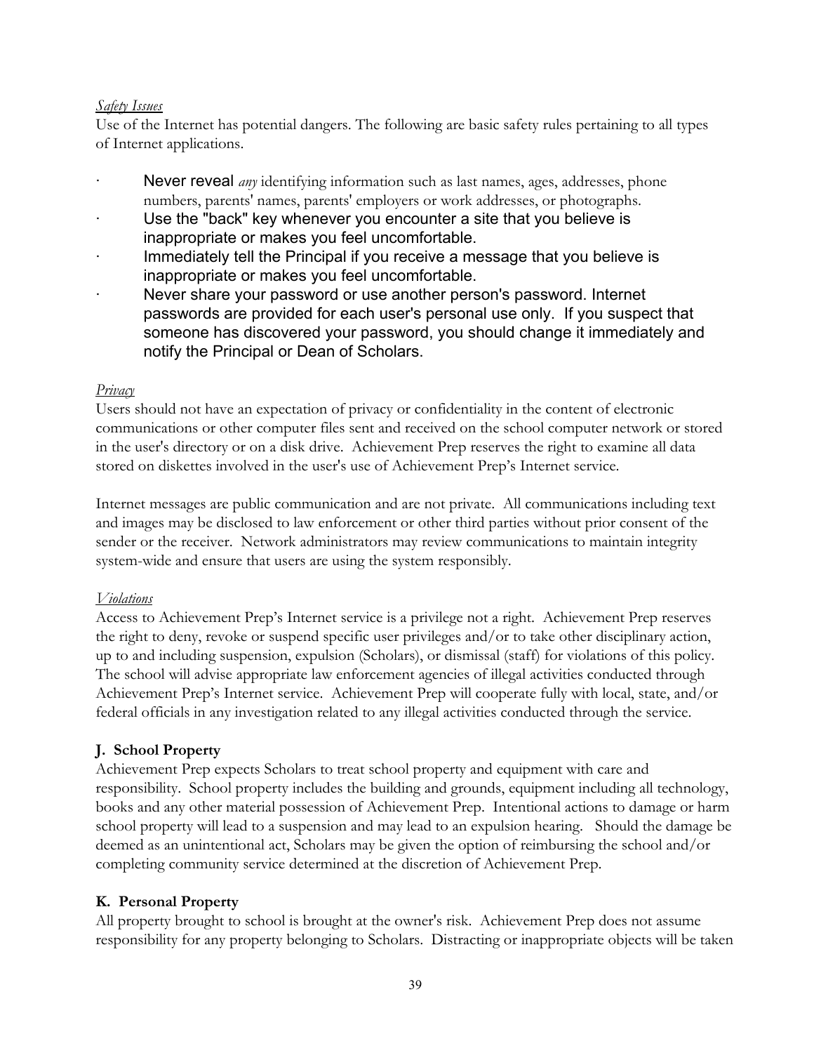*Safety Issues*

Use of the Internet has potential dangers. The following are basic safety rules pertaining to all types of Internet applications.

- Never reveal *any* identifying information such as last names, ages, addresses, phone numbers, parents' names, parents' employers or work addresses, or photographs.
- Use the "back" key whenever you encounter a site that you believe is inappropriate or makes you feel uncomfortable.
- Immediately tell the Principal if you receive a message that you believe is inappropriate or makes you feel uncomfortable.
- Never share your password or use another person's password. Internet passwords are provided for each user's personal use only. If you suspect that someone has discovered your password, you should change it immediately and notify the Principal or Dean of Scholars.

*Privacy*

Users should not have an expectation of privacy or confidentiality in the content of electronic communications or other computer files sent and received on the school computer network or stored in the user's directory or on a disk drive. Achievement Prep reserves the right to examine all data stored on diskettes involved in the user's use of Achievement Prep's Internet service.

Internet messages are public communication and are not private. All communications including text and images may be disclosed to law enforcement or other third parties without prior consent of the sender or the receiver. Network administrators may review communications to maintain integrity system-wide and ensure that users are using the system responsibly.

*Violations*

Access to Achievement Prep's Internet service is a privilege not a right. Achievement Prep reserves the right to deny, revoke or suspend specific user privileges and/or to take other disciplinary action, up to and including suspension, expulsion (Scholars), or dismissal (staff) for violations of this policy. The school will advise appropriate law enforcement agencies of illegal activities conducted through Achievement Prep's Internet service. Achievement Prep will cooperate fully with local, state, and/or federal officials in any investigation related to any illegal activities conducted through the service.

### J. School Property

Achievement Prep expects Scholars to treat school property and equipment with care and responsibility. School property includes the building and grounds, equipment including all technology, books and any other material possession of Achievement Prep. Intentional actions to damage or harm school property will lead to a suspension and may lead to an expulsion hearing. Should the damage be deemed as an unintentional act, Scholars may be given the option of reimbursing the school and/or completing community service determined at the discretion of Achievement Prep.

### K. Personal Property

All property brought to school is brought at the owner's risk. Achievement Prep does not assume responsibility for any property belonging to Scholars. Distracting or inappropriate objects will be taken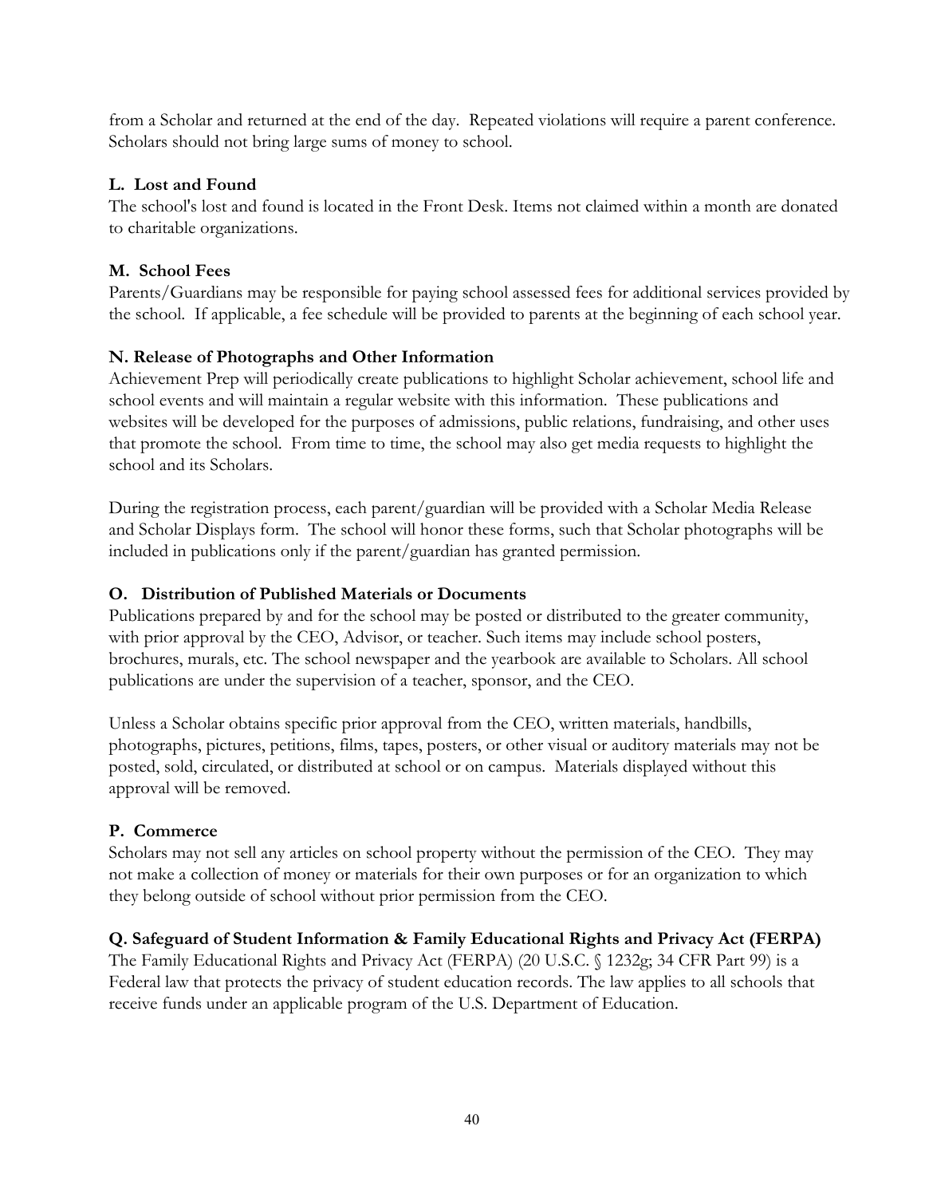from a Scholar and returned at the end of the day. Repeated violations will require a parent conference. Scholars should not bring large sums of money to school.

### L. Lost and Found

The school's lost and found is located in the Front Desk. Items not claimed within a month are donated to charitable organizations.

### M. School Fees

Parents/Guardians may be responsible for paying school assessed fees for additional services provided by the school. If applicable, a fee schedule will be provided to parents at the beginning of each school year.

### N. Release of Photographs and Other Information

Achievement Prep will periodically create publications to highlight Scholar achievement, school life and school events and will maintain a regular website with this information. These publications and websites will be developed for the purposes of admissions, public relations, fundraising, and other uses that promote the school. From time to time, the school may also get media requests to highlight the school and its Scholars.

During the registration process, each parent/guardian will be provided with a Scholar Media Release and Scholar Displays form. The school will honor these forms, such that Scholar photographs will be included in publications only if the parent/guardian has granted permission.

### O. Distribution of Published Materials or Documents

Publications prepared by and for the school may be posted or distributed to the greater community, with prior approval by the CEO, Advisor, or teacher. Such items may include school posters, brochures, murals, etc. The school newspaper and the yearbook are available to Scholars. All school publications are under the supervision of a teacher, sponsor, and the CEO.

Unless a Scholar obtains specific prior approval from the CEO, written materials, handbills, photographs, pictures, petitions, films, tapes, posters, or other visual or auditory materials may not be posted, sold, circulated, or distributed at school or on campus. Materials displayed without this approval will be removed.

### P. Commerce

Scholars may not sell any articles on school property without the permission of the CEO. They may not make a collection of money or materials for their own purposes or for an organization to which they belong outside of school without prior permission from the CEO.

### Q. Safeguard of Student Information & Family Educational Rights and Privacy Act (FERPA)

The Family Educational Rights and Privacy Act (FERPA) (20 U.S.C. § 1232g; 34 CFR Part 99) is a Federal law that protects the privacy of student education records. The law applies to all schools that receive funds under an applicable program of the U.S. Department of Education.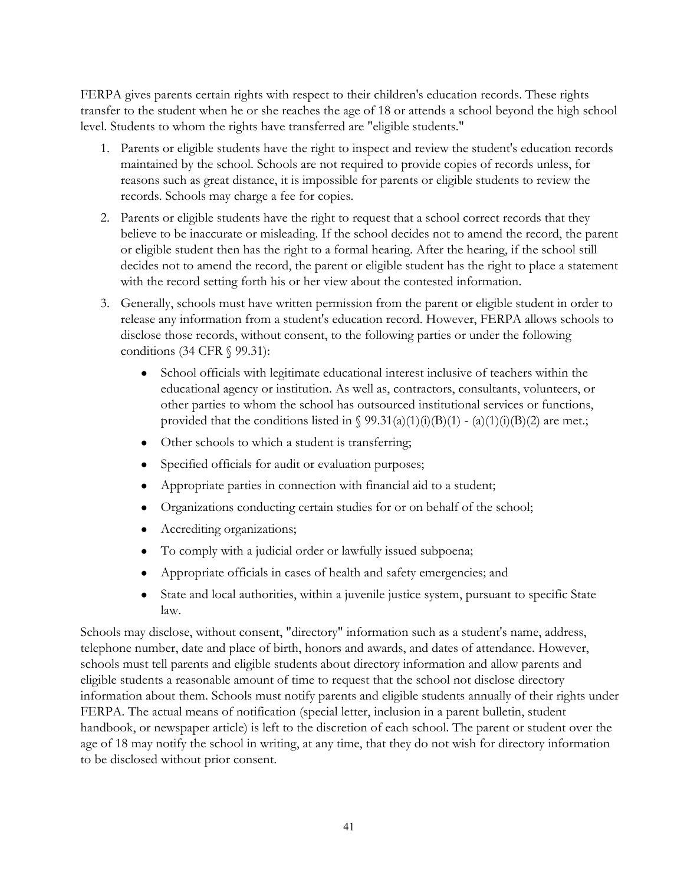FERPA gives parents certain rights with respect to their children's education records. These rights transfer to the student when he or she reaches the age of 18 or attends a school beyond the high school level. Students to whom the rights have transferred are "eligible students."

1. Parents or eligible students have the right to inspect and review the student's education records maintained by the school. Schools are not required to provide copies of records unless, for reasons such as great distance, it is impossible for parents or eligible students to review the records. Schools may charge a fee for copies.
2. Parents or eligible students have the right to request that a school correct records that they believe to be inaccurate or misleading. If the school decides not to amend the record, the parent or eligible student then has the right to a formal hearing. After the hearing, if the school still decides not to amend the record, the parent or eligible student has the right to place a statement with the record setting forth his or her view about the contested information.
3. Generally, schools must have written permission from the parent or eligible student in order to release any information from a student's education record. However, FERPA allows schools to disclose those records, without consent, to the following parties or under the following conditions (34 CFR § 99.31):
   - School officials with legitimate educational interest inclusive of teachers within the educational agency or institution. As well as, contractors, consultants, volunteers, or other parties to whom the school has outsourced institutional services or functions, provided that the conditions listed in § 99.31(a)(1)(i)(B)(1) - (a)(1)(i)(B)(2) are met.;
   - Other schools to which a student is transferring;
   - Specified officials for audit or evaluation purposes;
   - Appropriate parties in connection with financial aid to a student;
   - Organizations conducting certain studies for or on behalf of the school;
   - Accrediting organizations;
   - To comply with a judicial order or lawfully issued subpoena;
   - Appropriate officials in cases of health and safety emergencies; and
   - State and local authorities, within a juvenile justice system, pursuant to specific State law.

Schools may disclose, without consent, "directory" information such as a student's name, address, telephone number, date and place of birth, honors and awards, and dates of attendance. However, schools must tell parents and eligible students about directory information and allow parents and eligible students a reasonable amount of time to request that the school not disclose directory information about them. Schools must notify parents and eligible students annually of their rights under FERPA. The actual means of notification (special letter, inclusion in a parent bulletin, student handbook, or newspaper article) is left to the discretion of each school. The parent or student over the age of 18 may notify the school in writing, at any time, that they do not wish for directory information to be disclosed without prior consent.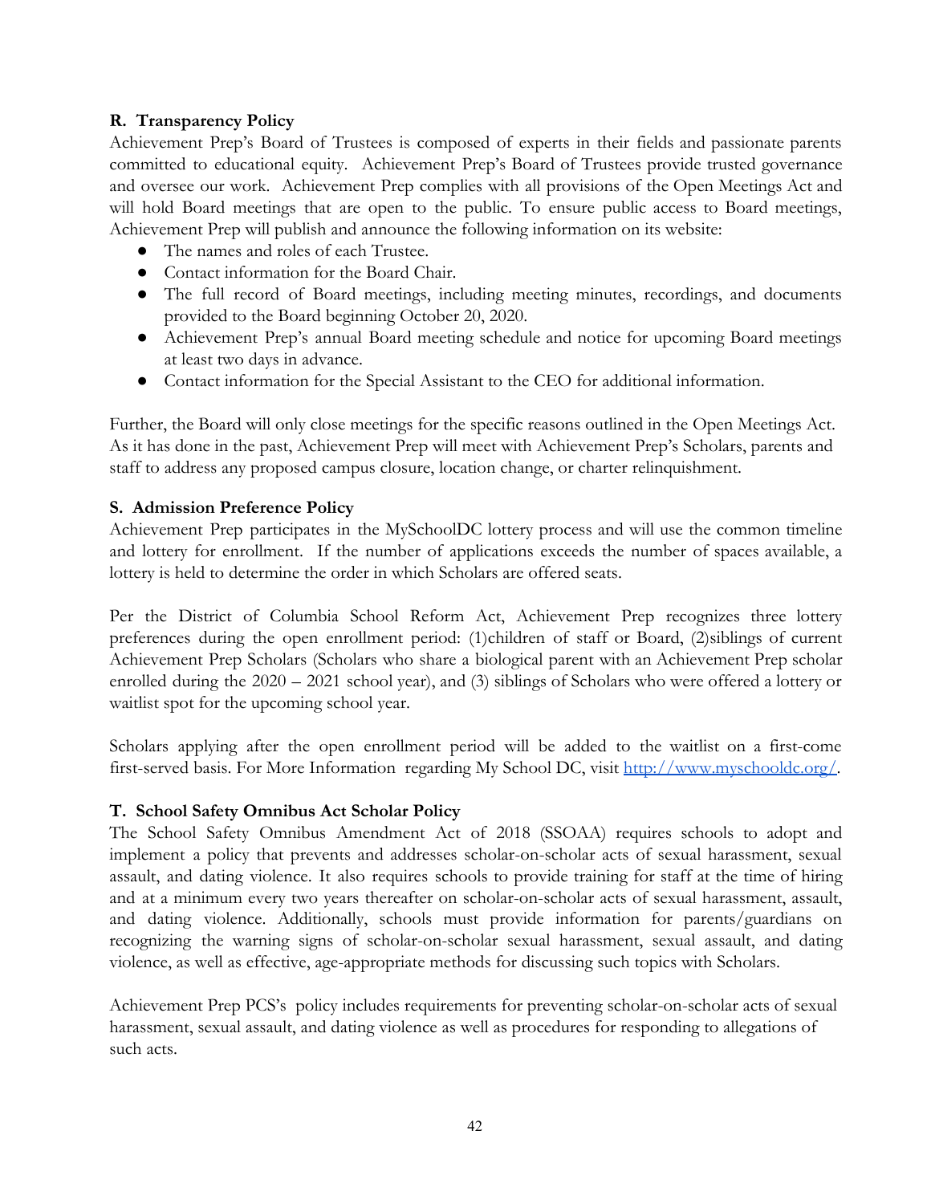### R. Transparency Policy

Achievement Prep's Board of Trustees is composed of experts in their fields and passionate parents committed to educational equity. Achievement Prep's Board of Trustees provide trusted governance and oversee our work. Achievement Prep complies with all provisions of the Open Meetings Act and will hold Board meetings that are open to the public. To ensure public access to Board meetings, Achievement Prep will publish and announce the following information on its website:

- The names and roles of each Trustee.
- Contact information for the Board Chair.
- The full record of Board meetings, including meeting minutes, recordings, and documents provided to the Board beginning October 20, 2020.
- Achievement Prep's annual Board meeting schedule and notice for upcoming Board meetings at least two days in advance.
- Contact information for the Special Assistant to the CEO for additional information.

Further, the Board will only close meetings for the specific reasons outlined in the Open Meetings Act. As it has done in the past, Achievement Prep will meet with Achievement Prep's Scholars, parents and staff to address any proposed campus closure, location change, or charter relinquishment.

### S. Admission Preference Policy

Achievement Prep participates in the MySchoolDC lottery process and will use the common timeline and lottery for enrollment. If the number of applications exceeds the number of spaces available, a lottery is held to determine the order in which Scholars are offered seats.

Per the District of Columbia School Reform Act, Achievement Prep recognizes three lottery preferences during the open enrollment period: (1)children of staff or Board, (2)siblings of current Achievement Prep Scholars (Scholars who share a biological parent with an Achievement Prep scholar enrolled during the 2020 – 2021 school year), and (3) siblings of Scholars who were offered a lottery or waitlist spot for the upcoming school year.

Scholars applying after the open enrollment period will be added to the waitlist on a first-come first-served basis. For More Information regarding My School DC, visit [http://www.myschooldc.org/](http://www.myschooldc.org/).

### T. School Safety Omnibus Act Scholar Policy

The School Safety Omnibus Amendment Act of 2018 (SSOAA) requires schools to adopt and implement a policy that prevents and addresses scholar-on-scholar acts of sexual harassment, sexual assault, and dating violence. It also requires schools to provide training for staff at the time of hiring and at a minimum every two years thereafter on scholar-on-scholar acts of sexual harassment, assault, and dating violence. Additionally, schools must provide information for parents/guardians on recognizing the warning signs of scholar-on-scholar sexual harassment, sexual assault, and dating violence, as well as effective, age-appropriate methods for discussing such topics with Scholars.

Achievement Prep PCS's policy includes requirements for preventing scholar-on-scholar acts of sexual harassment, sexual assault, and dating violence as well as procedures for responding to allegations of such acts.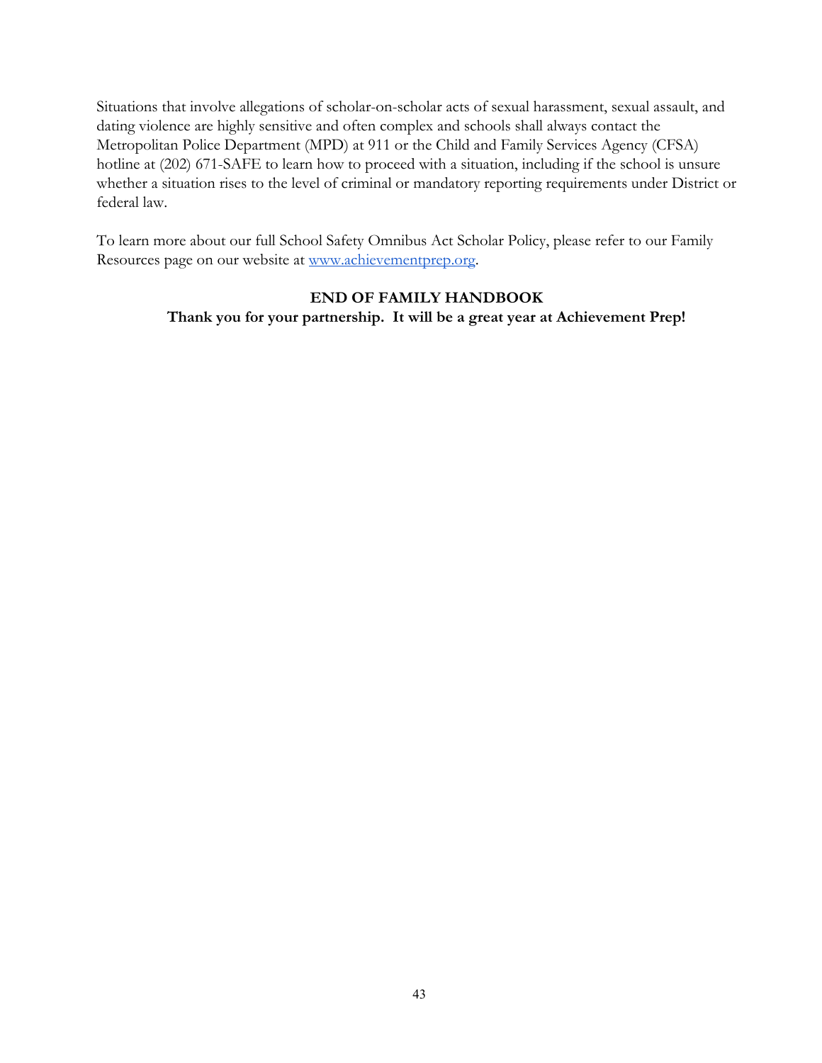Situations that involve allegations of scholar-on-scholar acts of sexual harassment, sexual assault, and dating violence are highly sensitive and often complex and schools shall always contact the Metropolitan Police Department (MPD) at 911 or the Child and Family Services Agency (CFSA) hotline at (202) 671-SAFE to learn how to proceed with a situation, including if the school is unsure whether a situation rises to the level of criminal or mandatory reporting requirements under District or federal law.

To learn more about our full School Safety Omnibus Act Scholar Policy, please refer to our Family Resources page on our website at [www.achievementprep.org](http://www.achievementprep.org).

**END OF FAMILY HANDBOOK**

**Thank you for your partnership. It will be a great year at Achievement Prep!**